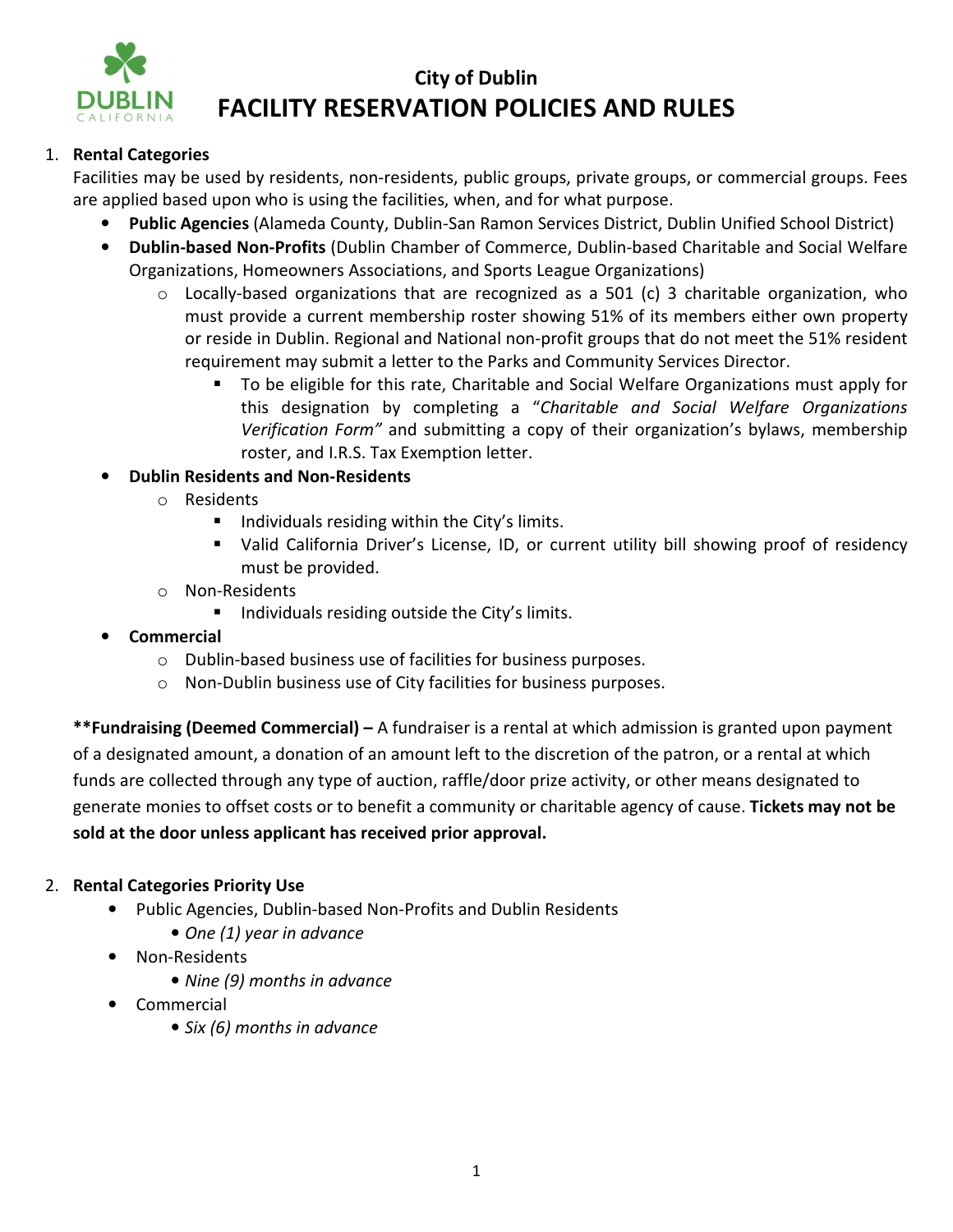# City of Dublin
# FACILITY RESERVATION POLICIES AND RULES

1. **Rental Categories**

   Facilities may be used by residents, non-residents, public groups, private groups, or commercial groups. Fees are applied based upon who is using the facilities, when, and for what purpose.

   - **Public Agencies** (Alameda County, Dublin-San Ramon Services District, Dublin Unified School District)
   - **Dublin-based Non-Profits** (Dublin Chamber of Commerce, Dublin-based Charitable and Social Welfare Organizations, Homeowners Associations, and Sports League Organizations)
     - Locally-based organizations that are recognized as a 501 (c) 3 charitable organization, who must provide a current membership roster showing 51% of its members either own property or reside in Dublin. Regional and National non-profit groups that do not meet the 51% resident requirement may submit a letter to the Parks and Community Services Director.
       - To be eligible for this rate, Charitable and Social Welfare Organizations must apply for this designation by completing a "*Charitable and Social Welfare Organizations Verification Form"* and submitting a copy of their organization's bylaws, membership roster, and I.R.S. Tax Exemption letter.
   - **Dublin Residents and Non-Residents**
     - Residents
       - Individuals residing within the City's limits.
       - Valid California Driver's License, ID, or current utility bill showing proof of residency must be provided.
     - Non-Residents
       - Individuals residing outside the City's limits.
   - **Commercial**
     - Dublin-based business use of facilities for business purposes.
     - Non-Dublin business use of City facilities for business purposes.

**\*\*Fundraising (Deemed Commercial) –** A fundraiser is a rental at which admission is granted upon payment of a designated amount, a donation of an amount left to the discretion of the patron, or a rental at which funds are collected through any type of auction, raffle/door prize activity, or other means designated to generate monies to offset costs or to benefit a community or charitable agency of cause. **Tickets may not be sold at the door unless applicant has received prior approval.**

2. **Rental Categories Priority Use**
   - Public Agencies, Dublin-based Non-Profits and Dublin Residents
     - *One (1) year in advance*
   - Non-Residents
     - *Nine (9) months in advance*
   - Commercial
     - *Six (6) months in advance*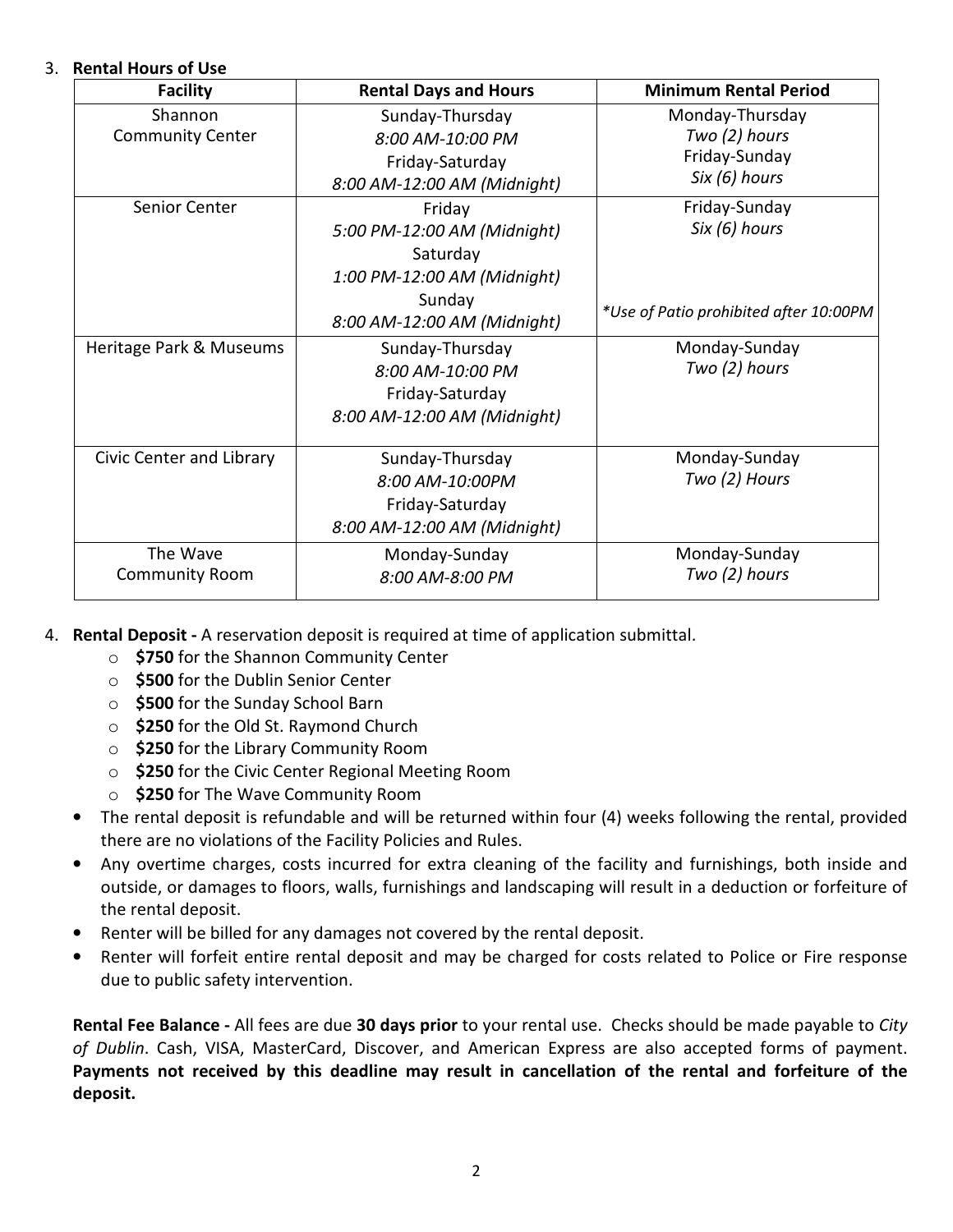3. **Rental Hours of Use**

| Facility | Rental Days and Hours | Minimum Rental Period |
|---|---|---|
| Shannon Community Center | Sunday-Thursday<br>*8:00 AM-10:00 PM*<br>Friday-Saturday<br>*8:00 AM-12:00 AM (Midnight)* | Monday-Thursday<br>*Two (2) hours*<br>Friday-Sunday<br>*Six (6) hours* |
| Senior Center | Friday<br>*5:00 PM-12:00 AM (Midnight)*<br>Saturday<br>*1:00 PM-12:00 AM (Midnight)*<br>Sunday<br>*8:00 AM-12:00 AM (Midnight)* | Friday-Sunday<br>*Six (6) hours*<br><br>*\*Use of Patio prohibited after 10:00PM* |
| Heritage Park & Museums | Sunday-Thursday<br>*8:00 AM-10:00 PM*<br>Friday-Saturday<br>*8:00 AM-12:00 AM (Midnight)* | Monday-Sunday<br>*Two (2) hours* |
| Civic Center and Library | Sunday-Thursday<br>*8:00 AM-10:00PM*<br>Friday-Saturday<br>*8:00 AM-12:00 AM (Midnight)* | Monday-Sunday<br>*Two (2) Hours* |
| The Wave Community Room | Monday-Sunday<br>*8:00 AM-8:00 PM* | Monday-Sunday<br>*Two (2) hours* |

4. **Rental Deposit -** A reservation deposit is required at time of application submittal.
   - **$750** for the Shannon Community Center
   - **$500** for the Dublin Senior Center
   - **$500** for the Sunday School Barn
   - **$250** for the Old St. Raymond Church
   - **$250** for the Library Community Room
   - **$250** for the Civic Center Regional Meeting Room
   - **$250** for The Wave Community Room

- The rental deposit is refundable and will be returned within four (4) weeks following the rental, provided there are no violations of the Facility Policies and Rules.
- Any overtime charges, costs incurred for extra cleaning of the facility and furnishings, both inside and outside, or damages to floors, walls, furnishings and landscaping will result in a deduction or forfeiture of the rental deposit.
- Renter will be billed for any damages not covered by the rental deposit.
- Renter will forfeit entire rental deposit and may be charged for costs related to Police or Fire response due to public safety intervention.

**Rental Fee Balance -** All fees are due **30 days prior** to your rental use. Checks should be made payable to *City of Dublin*. Cash, VISA, MasterCard, Discover, and American Express are also accepted forms of payment. **Payments not received by this deadline may result in cancellation of the rental and forfeiture of the deposit.**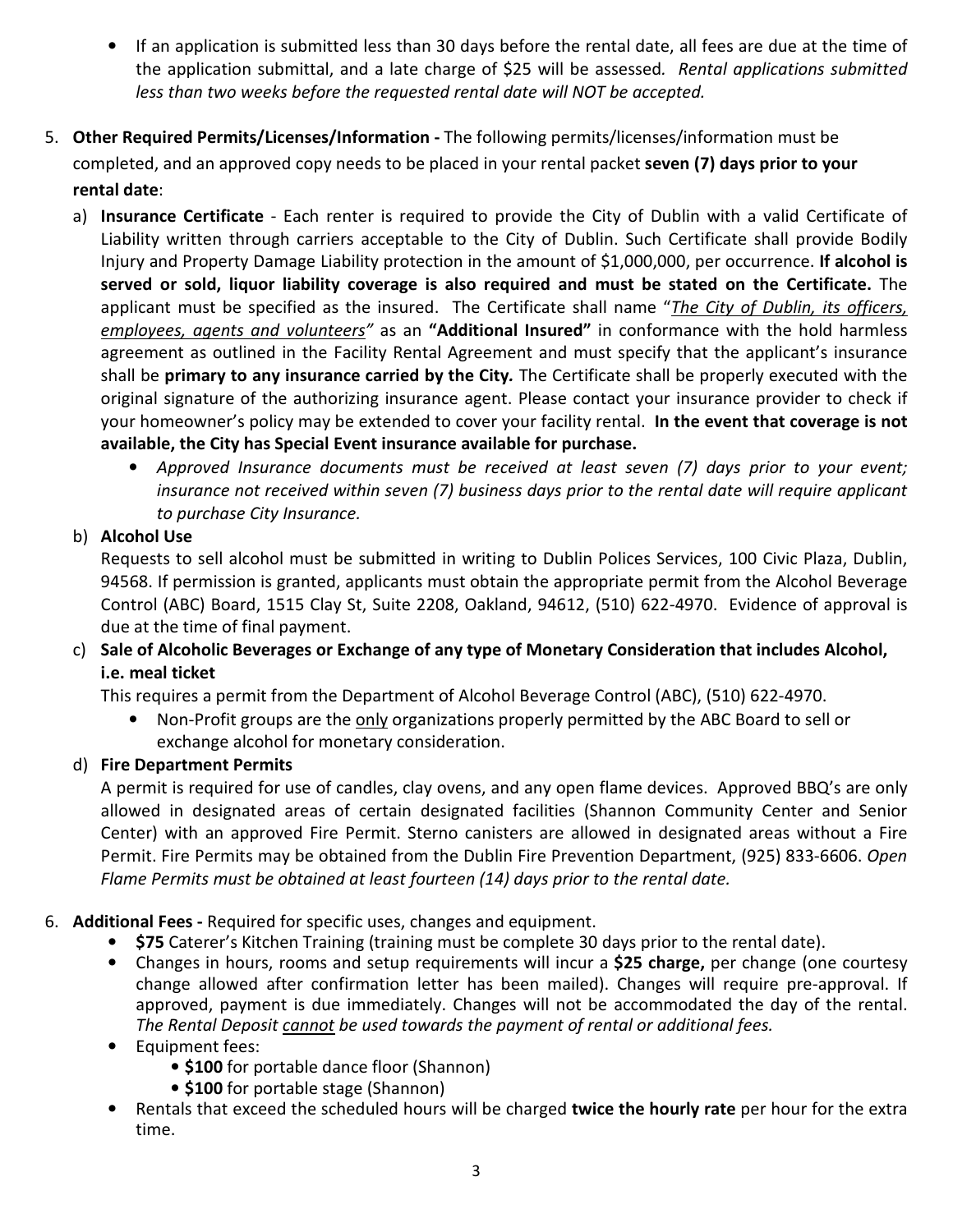- If an application is submitted less than 30 days before the rental date, all fees are due at the time of the application submittal, and a late charge of $25 will be assessed. *Rental applications submitted less than two weeks before the requested rental date will NOT be accepted.*

5. **Other Required Permits/Licenses/Information -** The following permits/licenses/information must be completed, and an approved copy needs to be placed in your rental packet **seven (7) days prior to your rental date**:

   a) **Insurance Certificate** - Each renter is required to provide the City of Dublin with a valid Certificate of Liability written through carriers acceptable to the City of Dublin. Such Certificate shall provide Bodily Injury and Property Damage Liability protection in the amount of $1,000,000, per occurrence. **If alcohol is served or sold, liquor liability coverage is also required and must be stated on the Certificate.** The applicant must be specified as the insured. The Certificate shall name "*The City of Dublin, its officers, employees, agents and volunteers"* as an **"Additional Insured"** in conformance with the hold harmless agreement as outlined in the Facility Rental Agreement and must specify that the applicant's insurance shall be **primary to any insurance carried by the City.** The Certificate shall be properly executed with the original signature of the authorizing insurance agent. Please contact your insurance provider to check if your homeowner's policy may be extended to cover your facility rental. **In the event that coverage is not available, the City has Special Event insurance available for purchase.**

      - *Approved Insurance documents must be received at least seven (7) days prior to your event; insurance not received within seven (7) business days prior to the rental date will require applicant to purchase City Insurance.*

   b) **Alcohol Use**

      Requests to sell alcohol must be submitted in writing to Dublin Polices Services, 100 Civic Plaza, Dublin, 94568. If permission is granted, applicants must obtain the appropriate permit from the Alcohol Beverage Control (ABC) Board, 1515 Clay St, Suite 2208, Oakland, 94612, (510) 622-4970. Evidence of approval is due at the time of final payment.

   c) **Sale of Alcoholic Beverages or Exchange of any type of Monetary Consideration that includes Alcohol, i.e. meal ticket**

      This requires a permit from the Department of Alcohol Beverage Control (ABC), (510) 622-4970.

      - Non-Profit groups are the only organizations properly permitted by the ABC Board to sell or exchange alcohol for monetary consideration.

   d) **Fire Department Permits**

      A permit is required for use of candles, clay ovens, and any open flame devices. Approved BBQ's are only allowed in designated areas of certain designated facilities (Shannon Community Center and Senior Center) with an approved Fire Permit. Sterno canisters are allowed in designated areas without a Fire Permit. Fire Permits may be obtained from the Dublin Fire Prevention Department, (925) 833-6606. *Open Flame Permits must be obtained at least fourteen (14) days prior to the rental date.*

6. **Additional Fees -** Required for specific uses, changes and equipment.
   - **$75** Caterer's Kitchen Training (training must be complete 30 days prior to the rental date).
   - Changes in hours, rooms and setup requirements will incur a **$25 charge,** per change (one courtesy change allowed after confirmation letter has been mailed). Changes will require pre-approval. If approved, payment is due immediately. Changes will not be accommodated the day of the rental. *The Rental Deposit cannot be used towards the payment of rental or additional fees.*
   - Equipment fees:
     - **$100** for portable dance floor (Shannon)
     - **$100** for portable stage (Shannon)
   - Rentals that exceed the scheduled hours will be charged **twice the hourly rate** per hour for the extra time.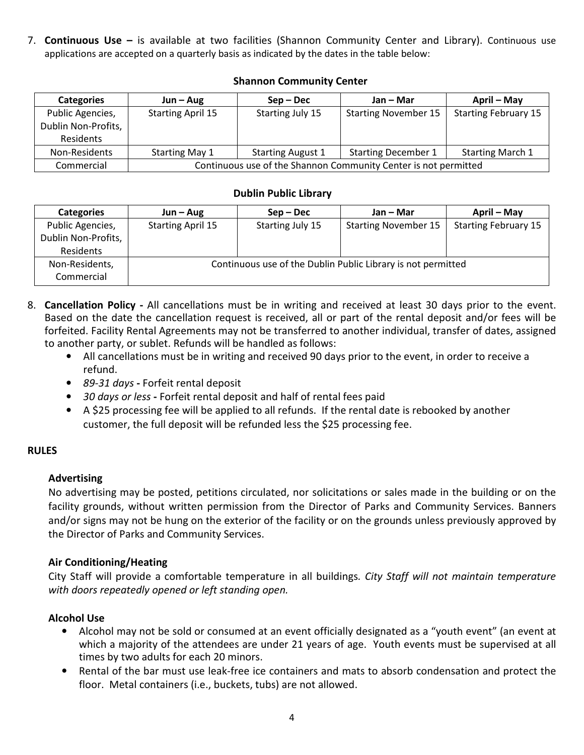7. **Continuous Use –** is available at two facilities (Shannon Community Center and Library). Continuous use applications are accepted on a quarterly basis as indicated by the dates in the table below:

**Shannon Community Center**

| Categories | Jun – Aug | Sep – Dec | Jan – Mar | April – May |
|---|---|---|---|---|
| Public Agencies, Dublin Non-Profits, Residents | Starting April 15 | Starting July 15 | Starting November 15 | Starting February 15 |
| Non-Residents | Starting May 1 | Starting August 1 | Starting December 1 | Starting March 1 |
| Commercial | Continuous use of the Shannon Community Center is not permitted | | | |

**Dublin Public Library**

| Categories | Jun – Aug | Sep – Dec | Jan – Mar | April – May |
|---|---|---|---|---|
| Public Agencies, Dublin Non-Profits, Residents | Starting April 15 | Starting July 15 | Starting November 15 | Starting February 15 |
| Non-Residents, Commercial | Continuous use of the Dublin Public Library is not permitted | | | |

8. **Cancellation Policy -** All cancellations must be in writing and received at least 30 days prior to the event. Based on the date the cancellation request is received, all or part of the rental deposit and/or fees will be forfeited. Facility Rental Agreements may not be transferred to another individual, transfer of dates, assigned to another party, or sublet. Refunds will be handled as follows:
   - All cancellations must be in writing and received 90 days prior to the event, in order to receive a refund.
   - *89-31 days* **-** Forfeit rental deposit
   - *30 days or less* **-** Forfeit rental deposit and half of rental fees paid
   - A $25 processing fee will be applied to all refunds. If the rental date is rebooked by another customer, the full deposit will be refunded less the $25 processing fee.

## RULES

### Advertising

No advertising may be posted, petitions circulated, nor solicitations or sales made in the building or on the facility grounds, without written permission from the Director of Parks and Community Services. Banners and/or signs may not be hung on the exterior of the facility or on the grounds unless previously approved by the Director of Parks and Community Services.

### Air Conditioning/Heating

City Staff will provide a comfortable temperature in all buildings. *City Staff will not maintain temperature with doors repeatedly opened or left standing open.*

### Alcohol Use

- Alcohol may not be sold or consumed at an event officially designated as a "youth event" (an event at which a majority of the attendees are under 21 years of age. Youth events must be supervised at all times by two adults for each 20 minors.
- Rental of the bar must use leak-free ice containers and mats to absorb condensation and protect the floor. Metal containers (i.e., buckets, tubs) are not allowed.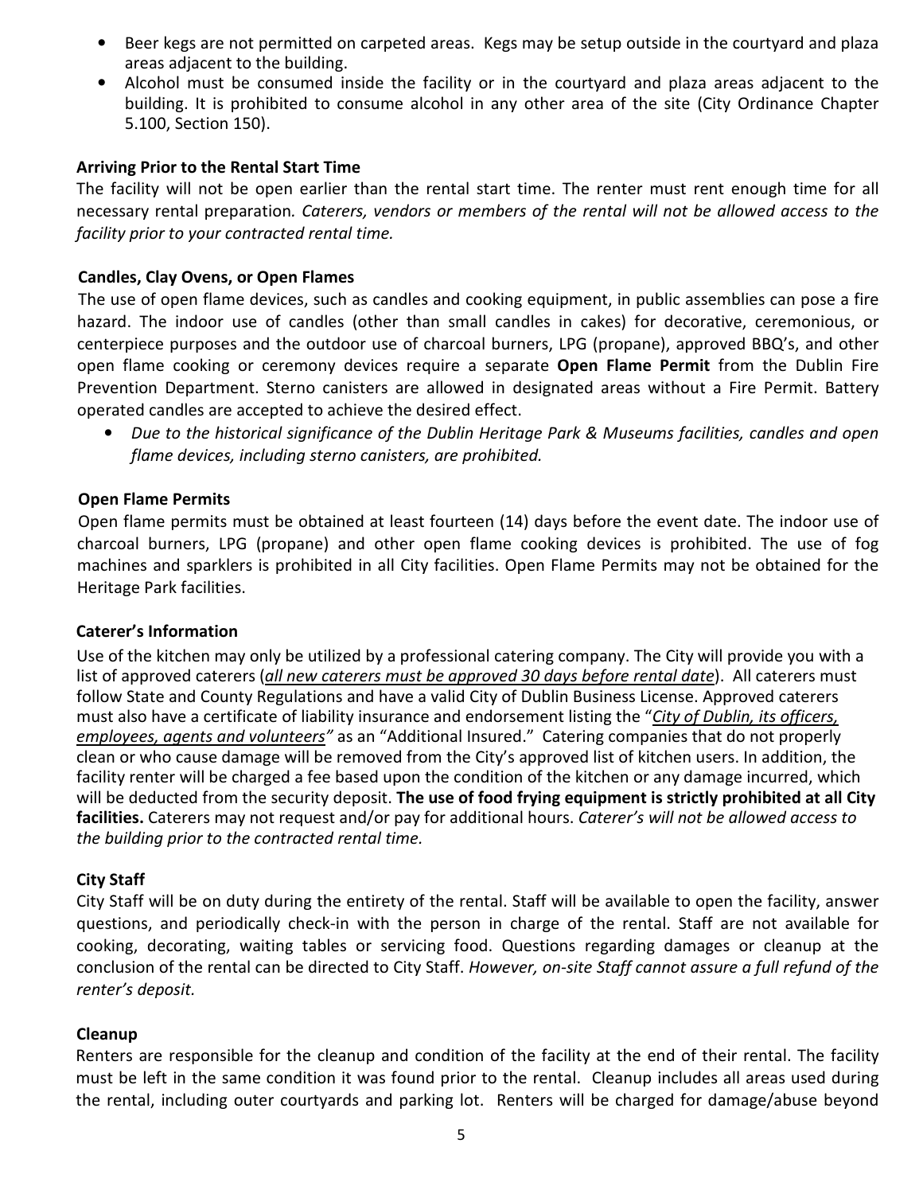- Beer kegs are not permitted on carpeted areas. Kegs may be setup outside in the courtyard and plaza areas adjacent to the building.
- Alcohol must be consumed inside the facility or in the courtyard and plaza areas adjacent to the building. It is prohibited to consume alcohol in any other area of the site (City Ordinance Chapter 5.100, Section 150).

**Arriving Prior to the Rental Start Time**

The facility will not be open earlier than the rental start time. The renter must rent enough time for all necessary rental preparation*. Caterers, vendors or members of the rental will not be allowed access to the facility prior to your contracted rental time.*

**Candles, Clay Ovens, or Open Flames**

The use of open flame devices, such as candles and cooking equipment, in public assemblies can pose a fire hazard. The indoor use of candles (other than small candles in cakes) for decorative, ceremonious, or centerpiece purposes and the outdoor use of charcoal burners, LPG (propane), approved BBQ's, and other open flame cooking or ceremony devices require a separate **Open Flame Permit** from the Dublin Fire Prevention Department. Sterno canisters are allowed in designated areas without a Fire Permit. Battery operated candles are accepted to achieve the desired effect.

- *Due to the historical significance of the Dublin Heritage Park & Museums facilities, candles and open flame devices, including sterno canisters, are prohibited.*

**Open Flame Permits**

Open flame permits must be obtained at least fourteen (14) days before the event date. The indoor use of charcoal burners, LPG (propane) and other open flame cooking devices is prohibited. The use of fog machines and sparklers is prohibited in all City facilities. Open Flame Permits may not be obtained for the Heritage Park facilities.

**Caterer's Information**

Use of the kitchen may only be utilized by a professional catering company. The City will provide you with a list of approved caterers (*all new caterers must be approved 30 days before rental date*). All caterers must follow State and County Regulations and have a valid City of Dublin Business License. Approved caterers must also have a certificate of liability insurance and endorsement listing the "*City of Dublin, its officers, employees, agents and volunteers"* as an "Additional Insured." Catering companies that do not properly clean or who cause damage will be removed from the City's approved list of kitchen users. In addition, the facility renter will be charged a fee based upon the condition of the kitchen or any damage incurred, which will be deducted from the security deposit. **The use of food frying equipment is strictly prohibited at all City facilities.** Caterers may not request and/or pay for additional hours. *Caterer's will not be allowed access to the building prior to the contracted rental time.*

**City Staff**

City Staff will be on duty during the entirety of the rental. Staff will be available to open the facility, answer questions, and periodically check-in with the person in charge of the rental. Staff are not available for cooking, decorating, waiting tables or servicing food. Questions regarding damages or cleanup at the conclusion of the rental can be directed to City Staff. *However, on-site Staff cannot assure a full refund of the renter's deposit.*

**Cleanup**

Renters are responsible for the cleanup and condition of the facility at the end of their rental. The facility must be left in the same condition it was found prior to the rental. Cleanup includes all areas used during the rental, including outer courtyards and parking lot. Renters will be charged for damage/abuse beyond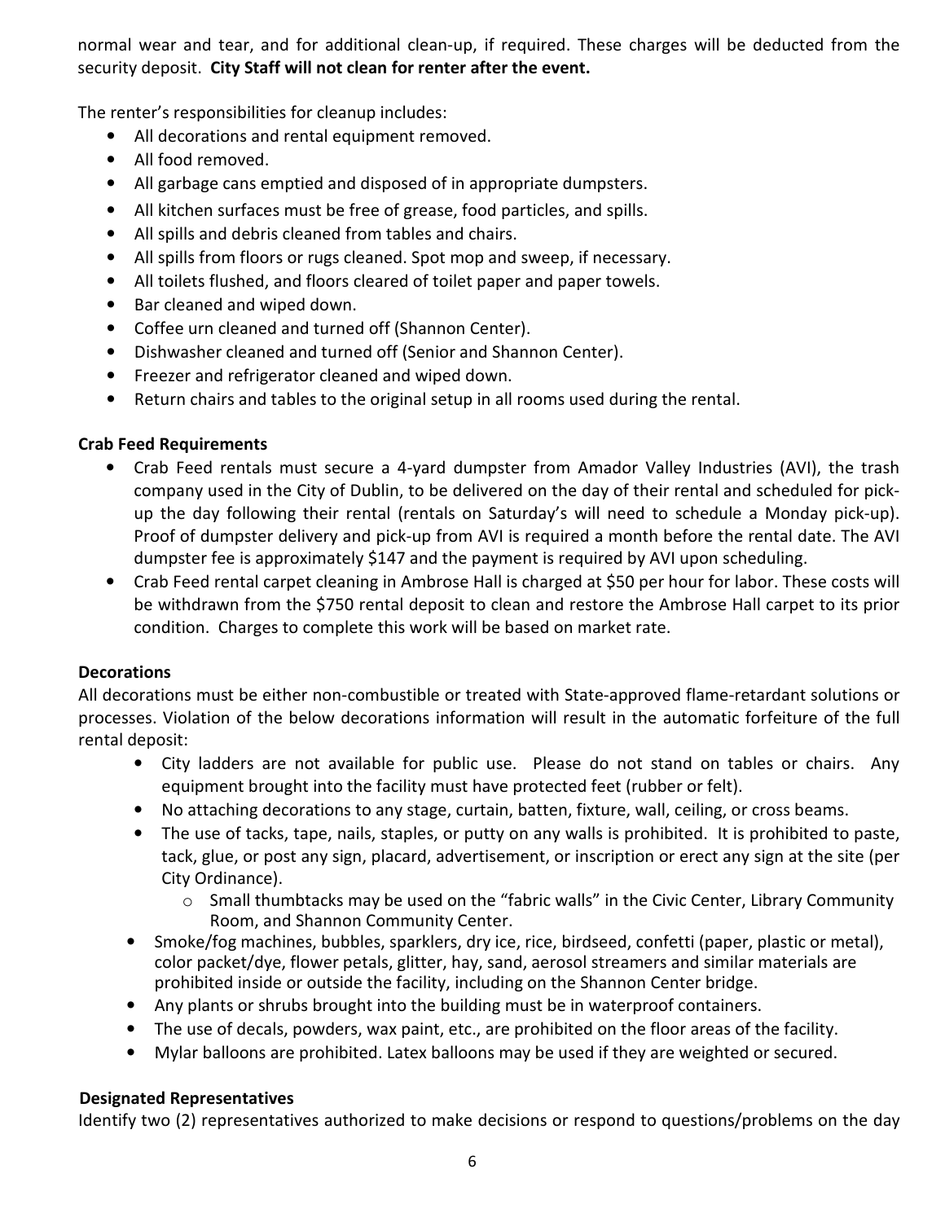normal wear and tear, and for additional clean-up, if required. These charges will be deducted from the security deposit. **City Staff will not clean for renter after the event.**

The renter's responsibilities for cleanup includes:

- All decorations and rental equipment removed.
- All food removed.
- All garbage cans emptied and disposed of in appropriate dumpsters.
- All kitchen surfaces must be free of grease, food particles, and spills.
- All spills and debris cleaned from tables and chairs.
- All spills from floors or rugs cleaned. Spot mop and sweep, if necessary.
- All toilets flushed, and floors cleared of toilet paper and paper towels.
- Bar cleaned and wiped down.
- Coffee urn cleaned and turned off (Shannon Center).
- Dishwasher cleaned and turned off (Senior and Shannon Center).
- Freezer and refrigerator cleaned and wiped down.
- Return chairs and tables to the original setup in all rooms used during the rental.

**Crab Feed Requirements**

- Crab Feed rentals must secure a 4-yard dumpster from Amador Valley Industries (AVI), the trash company used in the City of Dublin, to be delivered on the day of their rental and scheduled for pick-up the day following their rental (rentals on Saturday's will need to schedule a Monday pick-up). Proof of dumpster delivery and pick-up from AVI is required a month before the rental date. The AVI dumpster fee is approximately $147 and the payment is required by AVI upon scheduling.
- Crab Feed rental carpet cleaning in Ambrose Hall is charged at $50 per hour for labor. These costs will be withdrawn from the $750 rental deposit to clean and restore the Ambrose Hall carpet to its prior condition. Charges to complete this work will be based on market rate.

**Decorations**

All decorations must be either non-combustible or treated with State-approved flame-retardant solutions or processes. Violation of the below decorations information will result in the automatic forfeiture of the full rental deposit:

- City ladders are not available for public use. Please do not stand on tables or chairs. Any equipment brought into the facility must have protected feet (rubber or felt).
- No attaching decorations to any stage, curtain, batten, fixture, wall, ceiling, or cross beams.
- The use of tacks, tape, nails, staples, or putty on any walls is prohibited. It is prohibited to paste, tack, glue, or post any sign, placard, advertisement, or inscription or erect any sign at the site (per City Ordinance).
  - Small thumbtacks may be used on the "fabric walls" in the Civic Center, Library Community Room, and Shannon Community Center.
- Smoke/fog machines, bubbles, sparklers, dry ice, rice, birdseed, confetti (paper, plastic or metal), color packet/dye, flower petals, glitter, hay, sand, aerosol streamers and similar materials are prohibited inside or outside the facility, including on the Shannon Center bridge.
- Any plants or shrubs brought into the building must be in waterproof containers.
- The use of decals, powders, wax paint, etc., are prohibited on the floor areas of the facility.
- Mylar balloons are prohibited. Latex balloons may be used if they are weighted or secured.

**Designated Representatives**

Identify two (2) representatives authorized to make decisions or respond to questions/problems on the day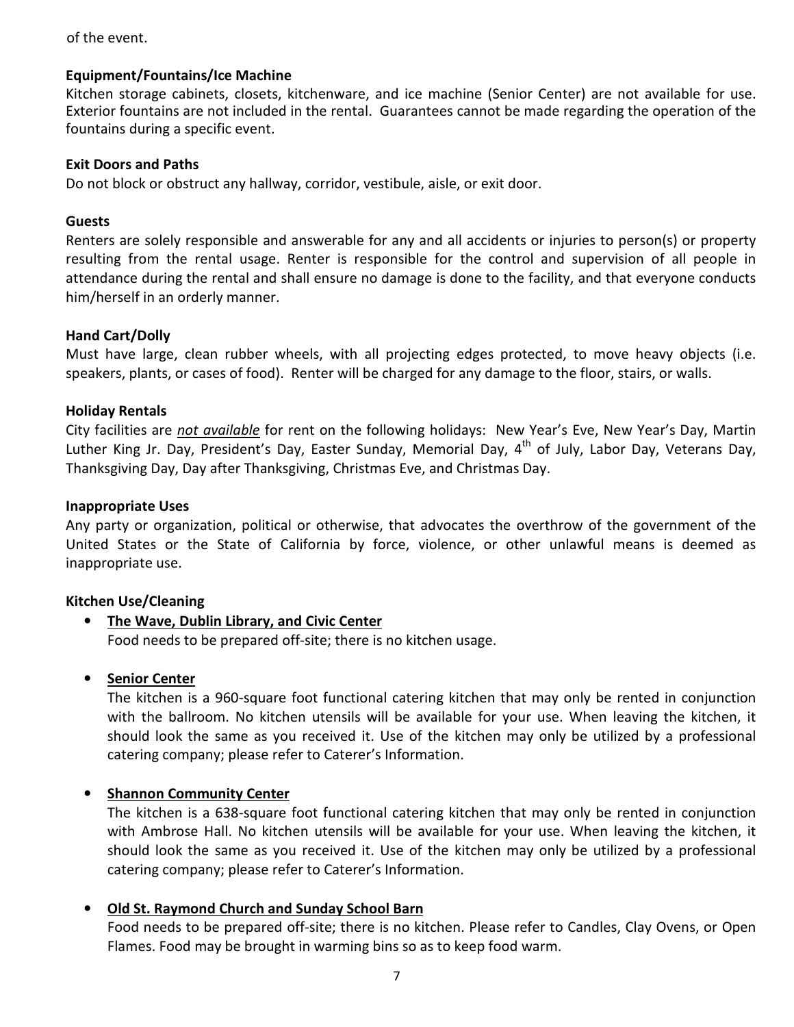of the event.

**Equipment/Fountains/Ice Machine**
Kitchen storage cabinets, closets, kitchenware, and ice machine (Senior Center) are not available for use. Exterior fountains are not included in the rental. Guarantees cannot be made regarding the operation of the fountains during a specific event.

**Exit Doors and Paths**
Do not block or obstruct any hallway, corridor, vestibule, aisle, or exit door.

**Guests**
Renters are solely responsible and answerable for any and all accidents or injuries to person(s) or property resulting from the rental usage. Renter is responsible for the control and supervision of all people in attendance during the rental and shall ensure no damage is done to the facility, and that everyone conducts him/herself in an orderly manner.

**Hand Cart/Dolly**
Must have large, clean rubber wheels, with all projecting edges protected, to move heavy objects (i.e. speakers, plants, or cases of food). Renter will be charged for any damage to the floor, stairs, or walls.

**Holiday Rentals**
City facilities are <u>*not available*</u> for rent on the following holidays: New Year's Eve, New Year's Day, Martin Luther King Jr. Day, President's Day, Easter Sunday, Memorial Day, 4th of July, Labor Day, Veterans Day, Thanksgiving Day, Day after Thanksgiving, Christmas Eve, and Christmas Day.

**Inappropriate Uses**
Any party or organization, political or otherwise, that advocates the overthrow of the government of the United States or the State of California by force, violence, or other unlawful means is deemed as inappropriate use.

**Kitchen Use/Cleaning**

- **<u>The Wave, Dublin Library, and Civic Center</u>**
  Food needs to be prepared off-site; there is no kitchen usage.

- **<u>Senior Center</u>**
  The kitchen is a 960-square foot functional catering kitchen that may only be rented in conjunction with the ballroom. No kitchen utensils will be available for your use. When leaving the kitchen, it should look the same as you received it. Use of the kitchen may only be utilized by a professional catering company; please refer to Caterer's Information.

- **<u>Shannon Community Center</u>**
  The kitchen is a 638-square foot functional catering kitchen that may only be rented in conjunction with Ambrose Hall. No kitchen utensils will be available for your use. When leaving the kitchen, it should look the same as you received it. Use of the kitchen may only be utilized by a professional catering company; please refer to Caterer's Information.

- **<u>Old St. Raymond Church and Sunday School Barn</u>**
  Food needs to be prepared off-site; there is no kitchen. Please refer to Candles, Clay Ovens, or Open Flames. Food may be brought in warming bins so as to keep food warm.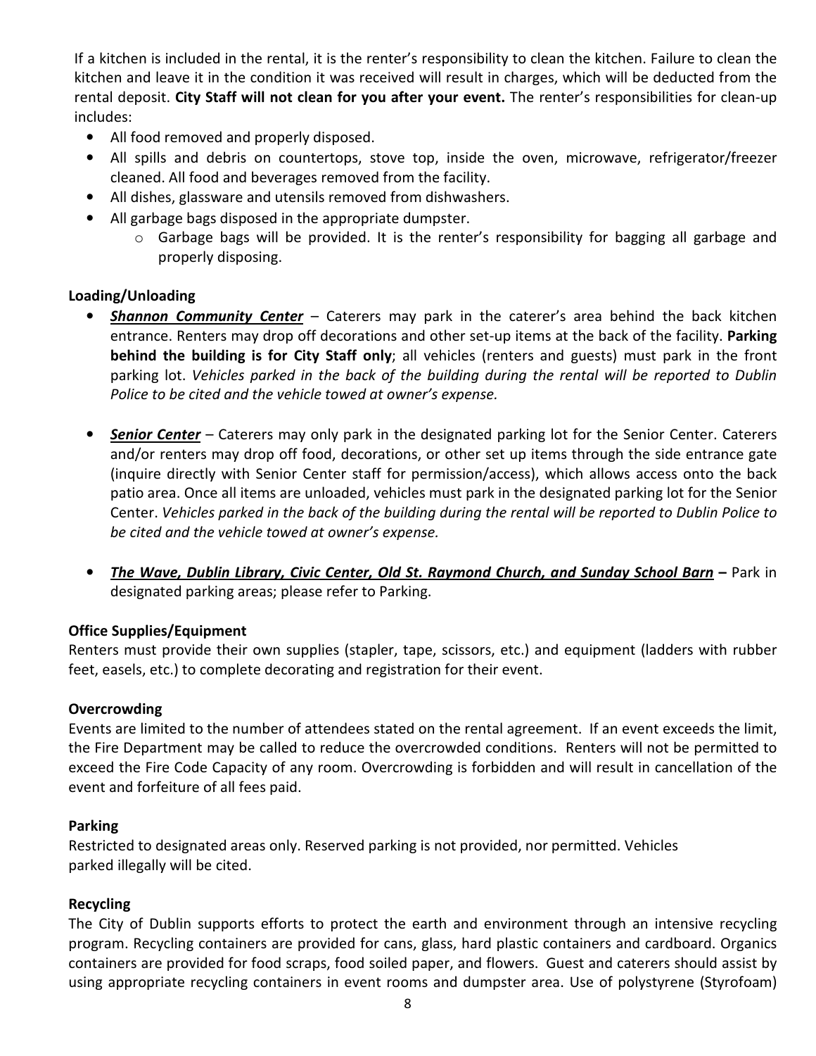If a kitchen is included in the rental, it is the renter's responsibility to clean the kitchen. Failure to clean the kitchen and leave it in the condition it was received will result in charges, which will be deducted from the rental deposit. **City Staff will not clean for you after your event.** The renter's responsibilities for clean-up includes:

- All food removed and properly disposed.
- All spills and debris on countertops, stove top, inside the oven, microwave, refrigerator/freezer cleaned. All food and beverages removed from the facility.
- All dishes, glassware and utensils removed from dishwashers.
- All garbage bags disposed in the appropriate dumpster.
    - Garbage bags will be provided. It is the renter's responsibility for bagging all garbage and properly disposing.

**Loading/Unloading**

- ***Shannon Community Center*** – Caterers may park in the caterer's area behind the back kitchen entrance. Renters may drop off decorations and other set-up items at the back of the facility. **Parking behind the building is for City Staff only**; all vehicles (renters and guests) must park in the front parking lot. *Vehicles parked in the back of the building during the rental will be reported to Dublin Police to be cited and the vehicle towed at owner's expense.*

- ***Senior Center*** – Caterers may only park in the designated parking lot for the Senior Center. Caterers and/or renters may drop off food, decorations, or other set up items through the side entrance gate (inquire directly with Senior Center staff for permission/access), which allows access onto the back patio area. Once all items are unloaded, vehicles must park in the designated parking lot for the Senior Center. *Vehicles parked in the back of the building during the rental will be reported to Dublin Police to be cited and the vehicle towed at owner's expense.*

- ***The Wave, Dublin Library, Civic Center, Old St. Raymond Church, and Sunday School Barn*** **–** Park in designated parking areas; please refer to Parking.

**Office Supplies/Equipment**

Renters must provide their own supplies (stapler, tape, scissors, etc.) and equipment (ladders with rubber feet, easels, etc.) to complete decorating and registration for their event.

**Overcrowding**

Events are limited to the number of attendees stated on the rental agreement. If an event exceeds the limit, the Fire Department may be called to reduce the overcrowded conditions. Renters will not be permitted to exceed the Fire Code Capacity of any room. Overcrowding is forbidden and will result in cancellation of the event and forfeiture of all fees paid.

**Parking**

Restricted to designated areas only. Reserved parking is not provided, nor permitted. Vehicles parked illegally will be cited.

**Recycling**

The City of Dublin supports efforts to protect the earth and environment through an intensive recycling program. Recycling containers are provided for cans, glass, hard plastic containers and cardboard. Organics containers are provided for food scraps, food soiled paper, and flowers. Guest and caterers should assist by using appropriate recycling containers in event rooms and dumpster area. Use of polystyrene (Styrofoam)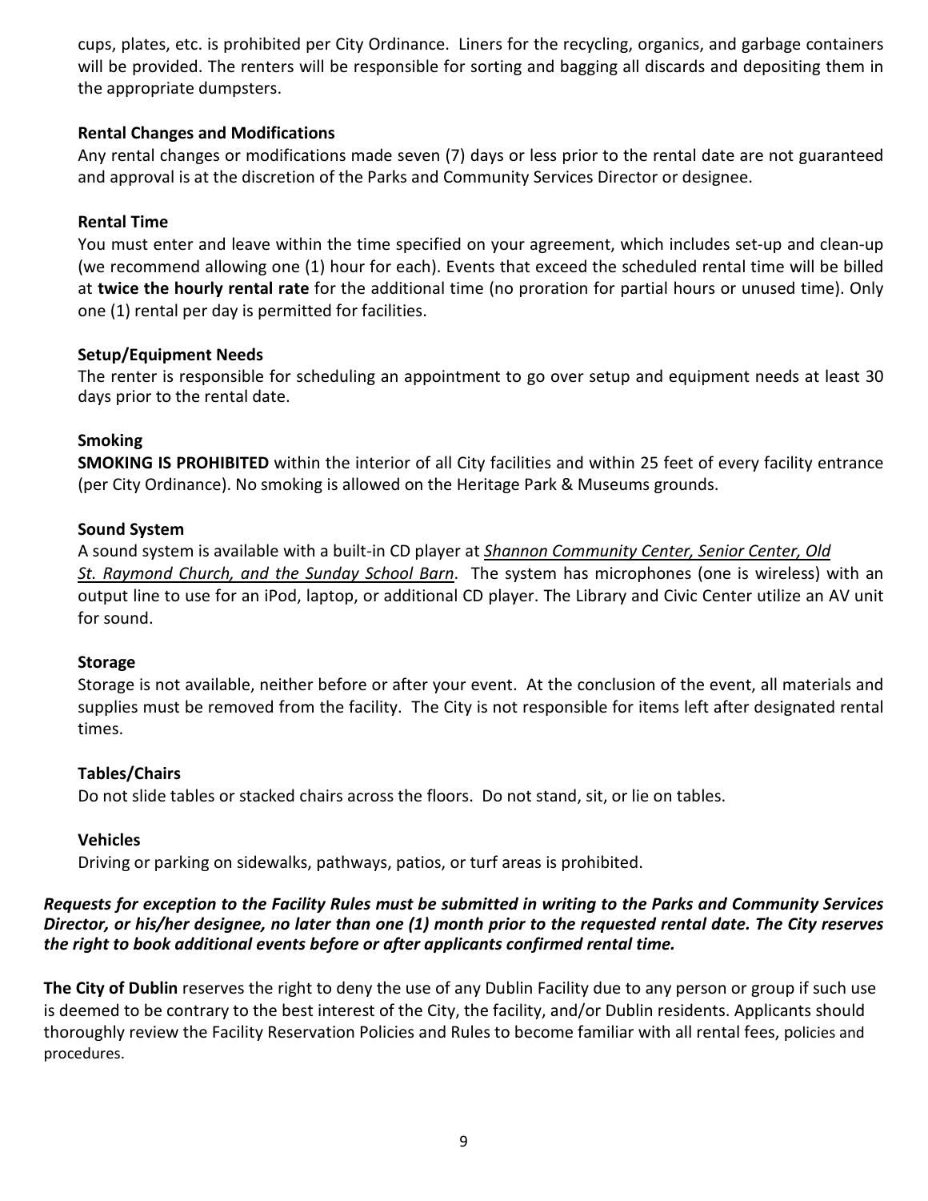cups, plates, etc. is prohibited per City Ordinance. Liners for the recycling, organics, and garbage containers will be provided. The renters will be responsible for sorting and bagging all discards and depositing them in the appropriate dumpsters.

**Rental Changes and Modifications**

Any rental changes or modifications made seven (7) days or less prior to the rental date are not guaranteed and approval is at the discretion of the Parks and Community Services Director or designee.

**Rental Time**

You must enter and leave within the time specified on your agreement, which includes set-up and clean-up (we recommend allowing one (1) hour for each). Events that exceed the scheduled rental time will be billed at **twice the hourly rental rate** for the additional time (no proration for partial hours or unused time). Only one (1) rental per day is permitted for facilities.

**Setup/Equipment Needs**

The renter is responsible for scheduling an appointment to go over setup and equipment needs at least 30 days prior to the rental date.

**Smoking**

**SMOKING IS PROHIBITED** within the interior of all City facilities and within 25 feet of every facility entrance (per City Ordinance). No smoking is allowed on the Heritage Park & Museums grounds.

**Sound System**

A sound system is available with a built-in CD player at ***Shannon Community Center, Senior Center, Old St. Raymond Church, and the Sunday School Barn***. The system has microphones (one is wireless) with an output line to use for an iPod, laptop, or additional CD player. The Library and Civic Center utilize an AV unit for sound.

**Storage**

Storage is not available, neither before or after your event. At the conclusion of the event, all materials and supplies must be removed from the facility. The City is not responsible for items left after designated rental times.

**Tables/Chairs**

Do not slide tables or stacked chairs across the floors. Do not stand, sit, or lie on tables.

**Vehicles**

Driving or parking on sidewalks, pathways, patios, or turf areas is prohibited.

***Requests for exception to the Facility Rules must be submitted in writing to the Parks and Community Services Director, or his/her designee, no later than one (1) month prior to the requested rental date. The City reserves the right to book additional events before or after applicants confirmed rental time.***

**The City of Dublin** reserves the right to deny the use of any Dublin Facility due to any person or group if such use is deemed to be contrary to the best interest of the City, the facility, and/or Dublin residents. Applicants should thoroughly review the Facility Reservation Policies and Rules to become familiar with all rental fees, policies and procedures.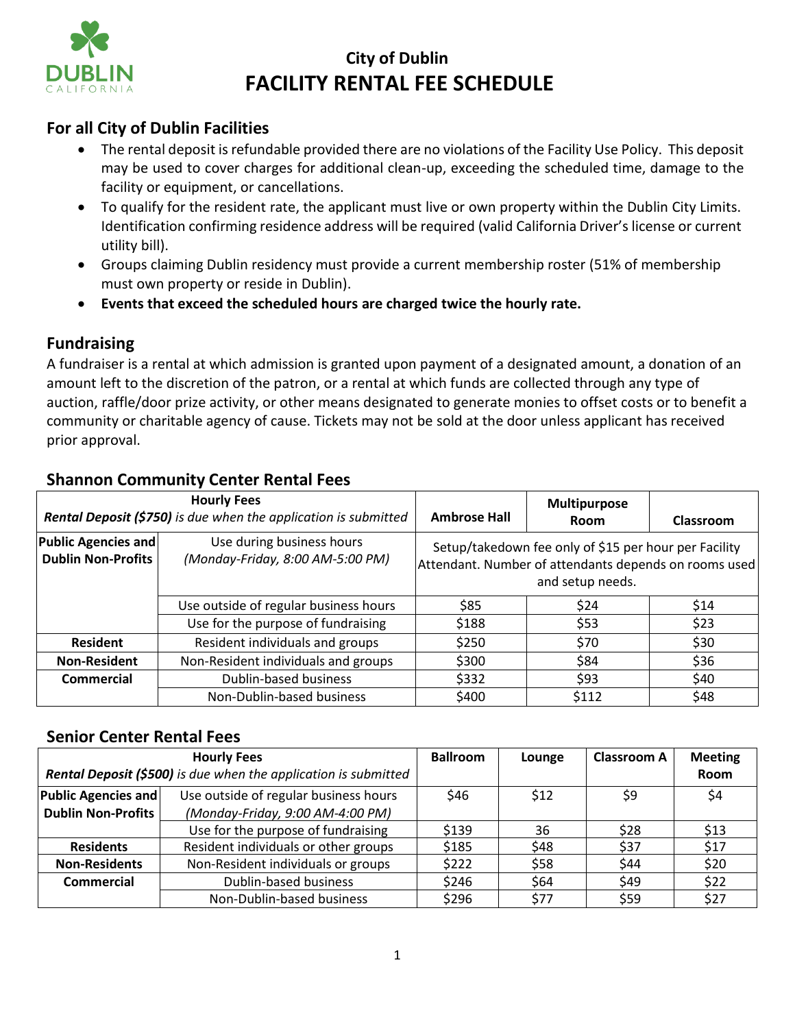# City of Dublin
# FACILITY RENTAL FEE SCHEDULE

## For all City of Dublin Facilities

- The rental deposit is refundable provided there are no violations of the Facility Use Policy. This deposit may be used to cover charges for additional clean-up, exceeding the scheduled time, damage to the facility or equipment, or cancellations.
- To qualify for the resident rate, the applicant must live or own property within the Dublin City Limits. Identification confirming residence address will be required (valid California Driver's license or current utility bill).
- Groups claiming Dublin residency must provide a current membership roster (51% of membership must own property or reside in Dublin).
- **Events that exceed the scheduled hours are charged twice the hourly rate.**

## Fundraising

A fundraiser is a rental at which admission is granted upon payment of a designated amount, a donation of an amount left to the discretion of the patron, or a rental at which funds are collected through any type of auction, raffle/door prize activity, or other means designated to generate monies to offset costs or to benefit a community or charitable agency of cause. Tickets may not be sold at the door unless applicant has received prior approval.

## Shannon Community Center Rental Fees

| **Hourly Fees** *Rental Deposit ($750) is due when the application is submitted* | | **Ambrose Hall** | **Multipurpose Room** | **Classroom** |
|---|---|---|---|---|
| **Public Agencies and Dublin Non-Profits** | Use during business hours *(Monday-Friday, 8:00 AM-5:00 PM)* | Setup/takedown fee only of $15 per hour per Facility Attendant. Number of attendants depends on rooms used and setup needs. | | |
| | Use outside of regular business hours | $85 | $24 | $14 |
| | Use for the purpose of fundraising | $188 | $53 | $23 |
| **Resident** | Resident individuals and groups | $250 | $70 | $30 |
| **Non-Resident** | Non-Resident individuals and groups | $300 | $84 | $36 |
| **Commercial** | Dublin-based business | $332 | $93 | $40 |
| | Non-Dublin-based business | $400 | $112 | $48 |

## Senior Center Rental Fees

| **Hourly Fees** *Rental Deposit ($500) is due when the application is submitted* | | **Ballroom** | **Lounge** | **Classroom A** | **Meeting Room** |
|---|---|---|---|---|---|
| **Public Agencies and Dublin Non-Profits** | Use outside of regular business hours *(Monday-Friday, 9:00 AM-4:00 PM)* | $46 | $12 | $9 | $4 |
| | Use for the purpose of fundraising | $139 | 36 | $28 | $13 |
| **Residents** | Resident individuals or other groups | $185 | $48 | $37 | $17 |
| **Non-Residents** | Non-Resident individuals or groups | $222 | $58 | $44 | $20 |
| **Commercial** | Dublin-based business | $246 | $64 | $49 | $22 |
| | Non-Dublin-based business | $296 | $77 | $59 | $27 |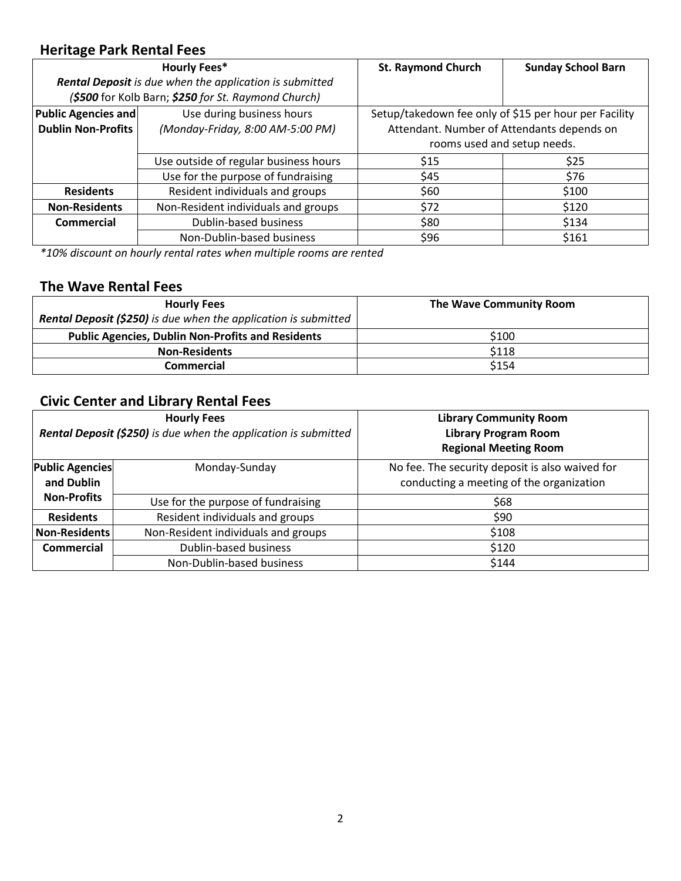## Heritage Park Rental Fees

| Hourly Fees* | | St. Raymond Church | Sunday School Barn |
|---|---|---|---|
| ***Rental Deposit*** *is due when the application is submitted* *(**$500** for Kolb Barn; **$250** for St. Raymond Church)* | | | |
| **Public Agencies and Dublin Non-Profits** | Use during business hours *(Monday-Friday, 8:00 AM-5:00 PM)* | Setup/takedown fee only of $15 per hour per Facility Attendant. Number of Attendants depends on rooms used and setup needs. | |
| | Use outside of regular business hours | $15 | $25 |
| | Use for the purpose of fundraising | $45 | $76 |
| **Residents** | Resident individuals and groups | $60 | $100 |
| **Non-Residents** | Non-Resident individuals and groups | $72 | $120 |
| **Commercial** | Dublin-based business | $80 | $134 |
| | Non-Dublin-based business | $96 | $161 |

*\*10% discount on hourly rental rates when multiple rooms are rented*

## The Wave Rental Fees

| Hourly Fees ***Rental Deposit ($250)*** *is due when the application is submitted* | The Wave Community Room |
|---|---|
| **Public Agencies, Dublin Non-Profits and Residents** | $100 |
| **Non-Residents** | $118 |
| **Commercial** | $154 |

## Civic Center and Library Rental Fees

| Hourly Fees ***Rental Deposit ($250)*** *is due when the application is submitted* | | Library Community Room Library Program Room Regional Meeting Room |
|---|---|---|
| **Public Agencies and Dublin Non-Profits** | Monday-Sunday | No fee. The security deposit is also waived for conducting a meeting of the organization |
| | Use for the purpose of fundraising | $68 |
| **Residents** | Resident individuals and groups | $90 |
| **Non-Residents** | Non-Resident individuals and groups | $108 |
| **Commercial** | Dublin-based business | $120 |
| | Non-Dublin-based business | $144 |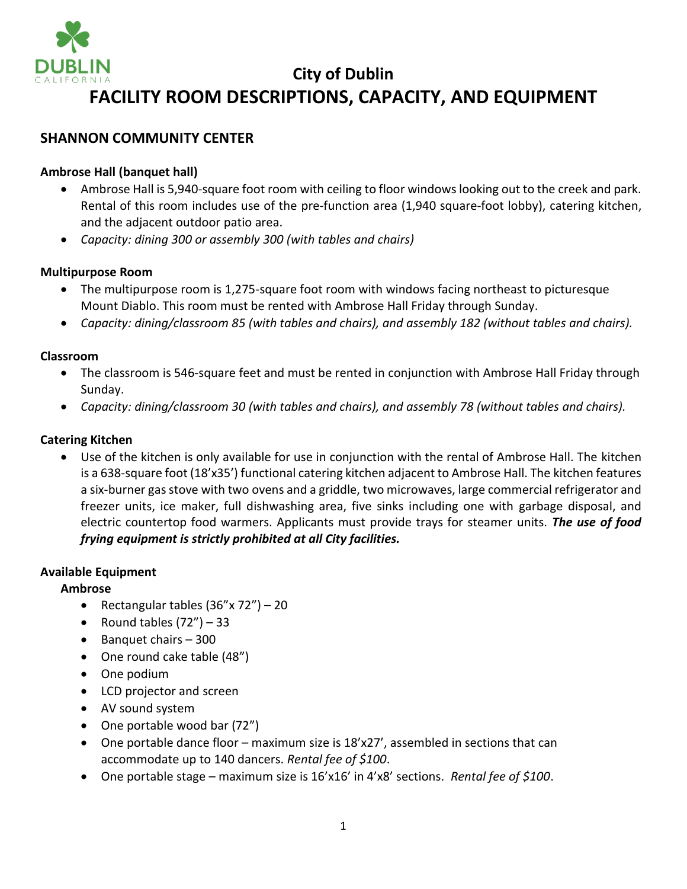DUBLIN
CALIFORNIA

# City of Dublin
# FACILITY ROOM DESCRIPTIONS, CAPACITY, AND EQUIPMENT

## SHANNON COMMUNITY CENTER

### Ambrose Hall (banquet hall)

- Ambrose Hall is 5,940-square foot room with ceiling to floor windows looking out to the creek and park. Rental of this room includes use of the pre-function area (1,940 square-foot lobby), catering kitchen, and the adjacent outdoor patio area.
- *Capacity: dining 300 or assembly 300 (with tables and chairs)*

### Multipurpose Room

- The multipurpose room is 1,275-square foot room with windows facing northeast to picturesque Mount Diablo. This room must be rented with Ambrose Hall Friday through Sunday.
- *Capacity: dining/classroom 85 (with tables and chairs), and assembly 182 (without tables and chairs).*

### Classroom

- The classroom is 546-square feet and must be rented in conjunction with Ambrose Hall Friday through Sunday.
- *Capacity: dining/classroom 30 (with tables and chairs), and assembly 78 (without tables and chairs).*

### Catering Kitchen

- Use of the kitchen is only available for use in conjunction with the rental of Ambrose Hall. The kitchen is a 638-square foot (18'x35') functional catering kitchen adjacent to Ambrose Hall. The kitchen features a six-burner gas stove with two ovens and a griddle, two microwaves, large commercial refrigerator and freezer units, ice maker, full dishwashing area, five sinks including one with garbage disposal, and electric countertop food warmers. Applicants must provide trays for steamer units. ***The use of food frying equipment is strictly prohibited at all City facilities.***

### Available Equipment

**Ambrose**

- Rectangular tables (36"x 72") – 20
- Round tables (72") – 33
- Banquet chairs – 300
- One round cake table (48")
- One podium
- LCD projector and screen
- AV sound system
- One portable wood bar (72")
- One portable dance floor – maximum size is 18'x27', assembled in sections that can accommodate up to 140 dancers. *Rental fee of $100*.
- One portable stage – maximum size is 16'x16' in 4'x8' sections. *Rental fee of $100*.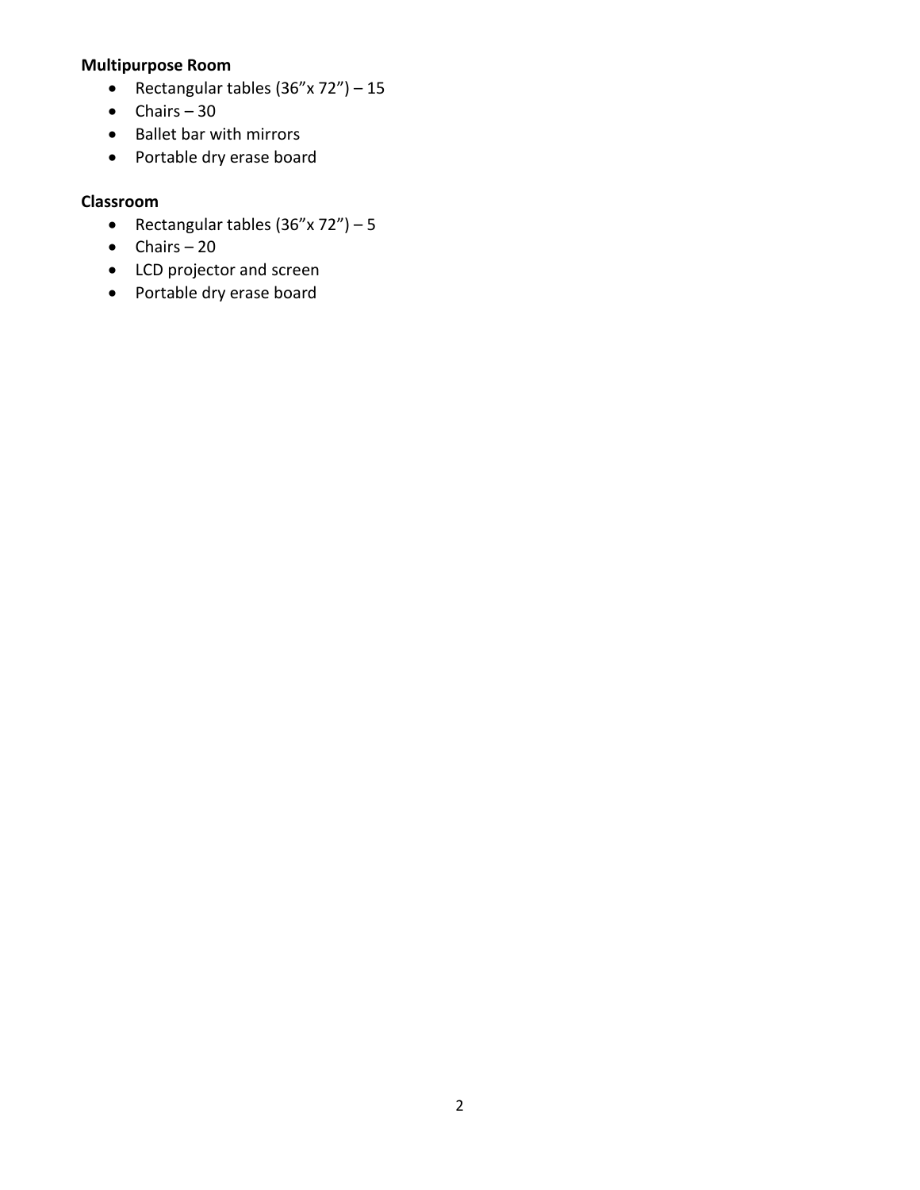**Multipurpose Room**

- Rectangular tables (36"x 72") – 15
- Chairs – 30
- Ballet bar with mirrors
- Portable dry erase board

**Classroom**

- Rectangular tables (36"x 72") – 5
- Chairs – 20
- LCD projector and screen
- Portable dry erase board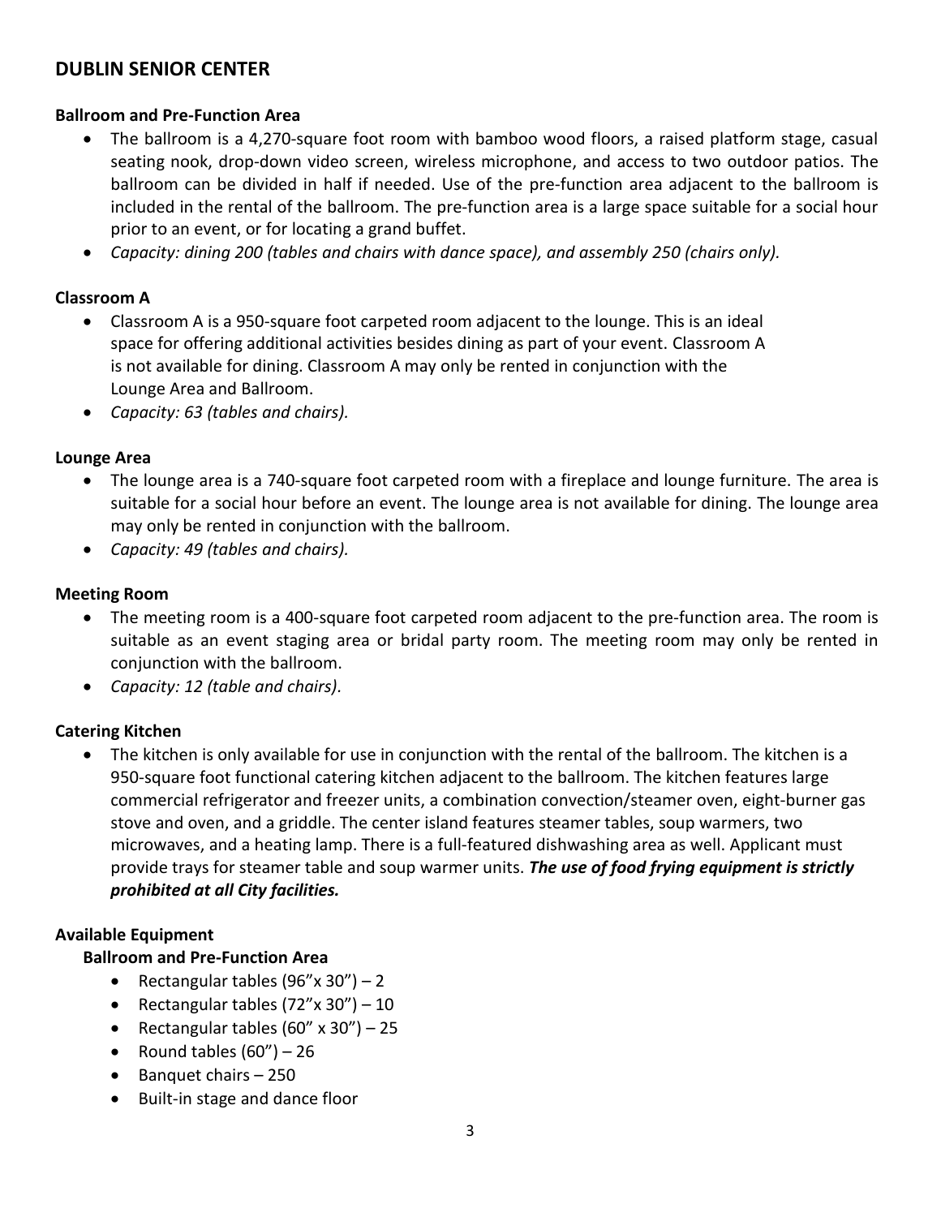## DUBLIN SENIOR CENTER

### Ballroom and Pre-Function Area

- The ballroom is a 4,270-square foot room with bamboo wood floors, a raised platform stage, casual seating nook, drop-down video screen, wireless microphone, and access to two outdoor patios. The ballroom can be divided in half if needed. Use of the pre-function area adjacent to the ballroom is included in the rental of the ballroom. The pre-function area is a large space suitable for a social hour prior to an event, or for locating a grand buffet.
- *Capacity: dining 200 (tables and chairs with dance space), and assembly 250 (chairs only).*

### Classroom A

- Classroom A is a 950-square foot carpeted room adjacent to the lounge. This is an ideal space for offering additional activities besides dining as part of your event. Classroom A is not available for dining. Classroom A may only be rented in conjunction with the Lounge Area and Ballroom.
- *Capacity: 63 (tables and chairs).*

### Lounge Area

- The lounge area is a 740-square foot carpeted room with a fireplace and lounge furniture. The area is suitable for a social hour before an event. The lounge area is not available for dining. The lounge area may only be rented in conjunction with the ballroom.
- *Capacity: 49 (tables and chairs).*

### Meeting Room

- The meeting room is a 400-square foot carpeted room adjacent to the pre-function area. The room is suitable as an event staging area or bridal party room. The meeting room may only be rented in conjunction with the ballroom.
- *Capacity: 12 (table and chairs).*

### Catering Kitchen

- The kitchen is only available for use in conjunction with the rental of the ballroom. The kitchen is a 950-square foot functional catering kitchen adjacent to the ballroom. The kitchen features large commercial refrigerator and freezer units, a combination convection/steamer oven, eight-burner gas stove and oven, and a griddle. The center island features steamer tables, soup warmers, two microwaves, and a heating lamp. There is a full-featured dishwashing area as well. Applicant must provide trays for steamer table and soup warmer units. ***The use of food frying equipment is strictly prohibited at all City facilities.***

### Available Equipment

#### Ballroom and Pre-Function Area

- Rectangular tables (96"x 30") – 2
- Rectangular tables (72"x 30") – 10
- Rectangular tables (60" x 30") – 25
- Round tables (60") – 26
- Banquet chairs – 250
- Built-in stage and dance floor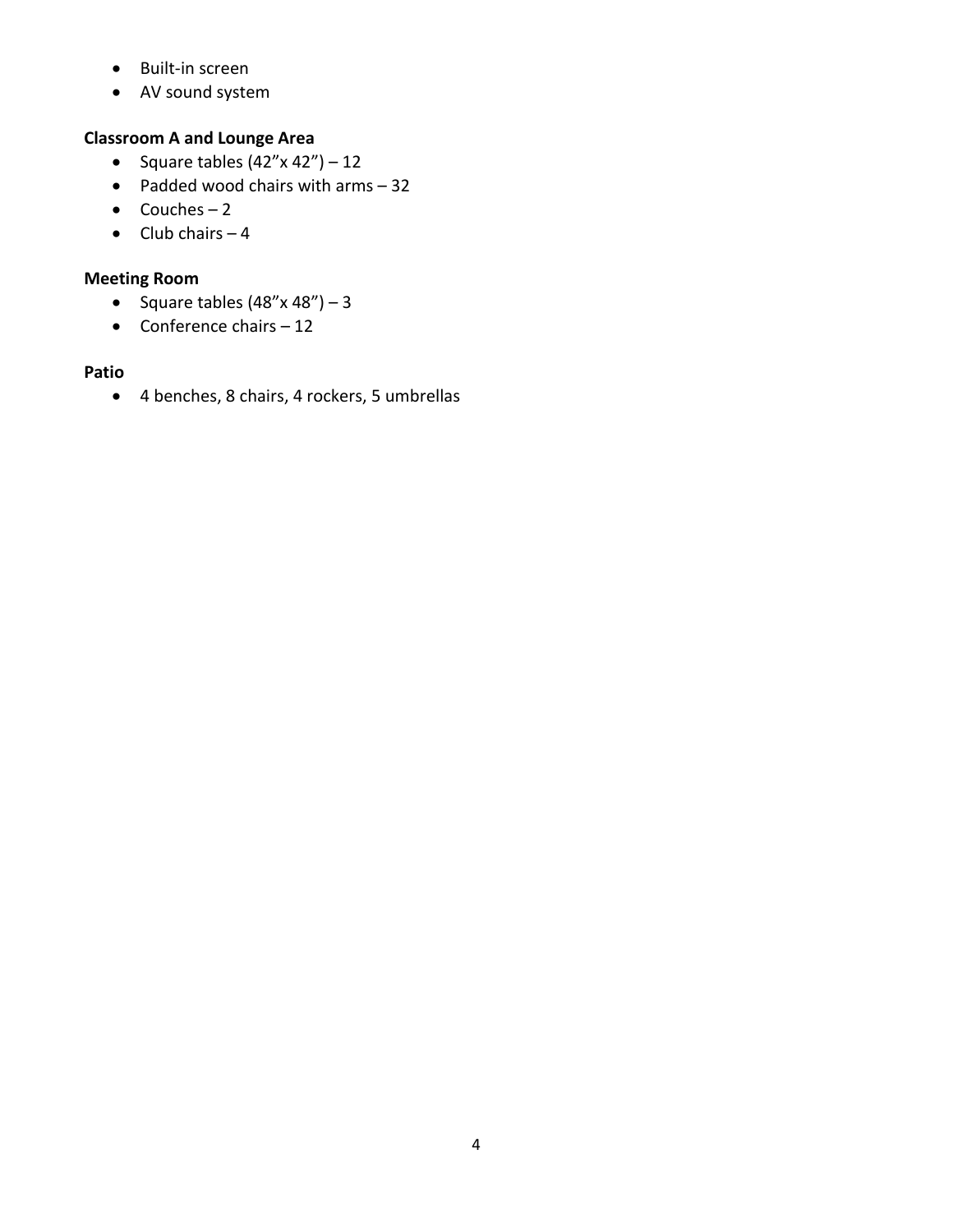- Built-in screen
- AV sound system

**Classroom A and Lounge Area**

- Square tables (42"x 42") – 12
- Padded wood chairs with arms – 32
- Couches – 2
- Club chairs – 4

**Meeting Room**

- Square tables (48"x 48") – 3
- Conference chairs – 12

**Patio**

- 4 benches, 8 chairs, 4 rockers, 5 umbrellas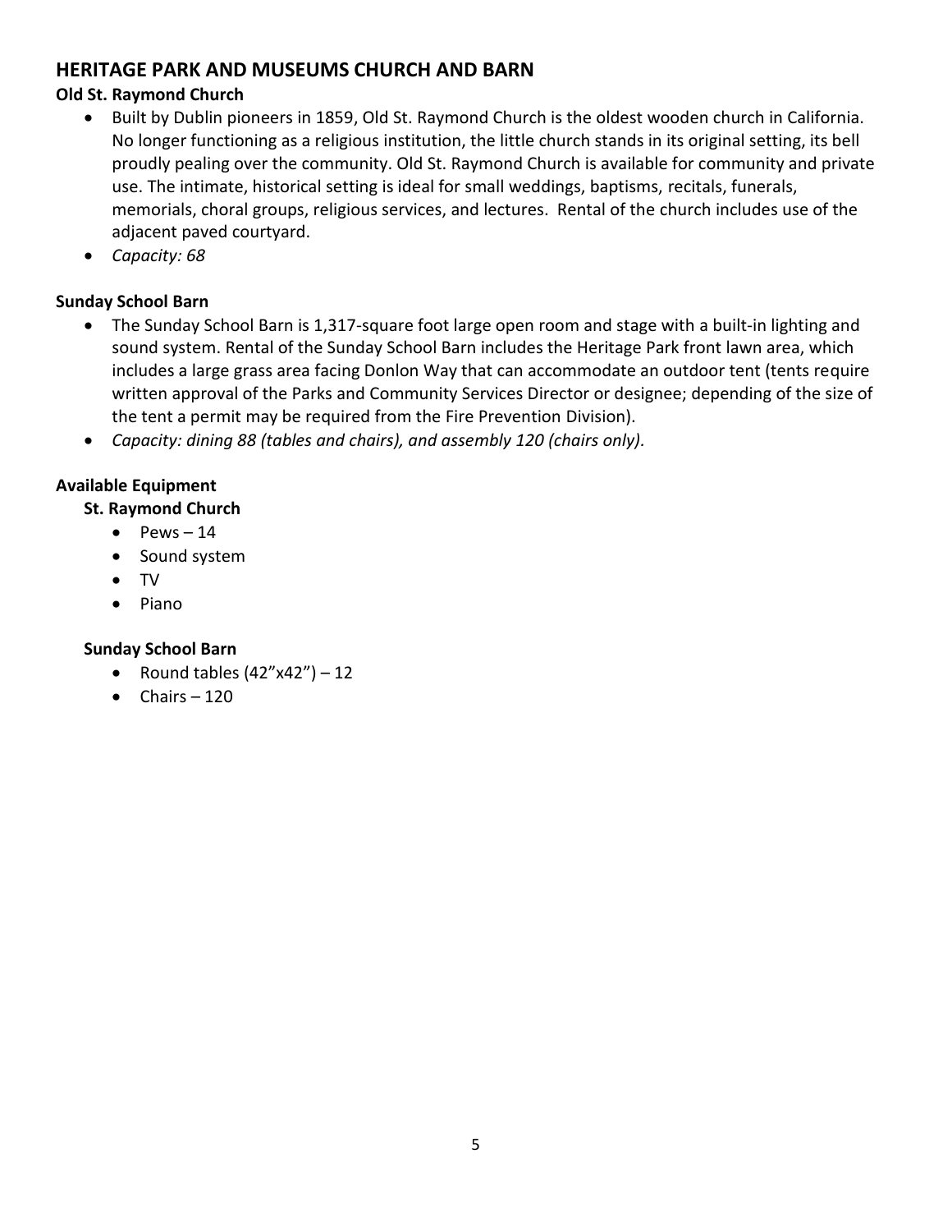## HERITAGE PARK AND MUSEUMS CHURCH AND BARN

### Old St. Raymond Church

- Built by Dublin pioneers in 1859, Old St. Raymond Church is the oldest wooden church in California. No longer functioning as a religious institution, the little church stands in its original setting, its bell proudly pealing over the community. Old St. Raymond Church is available for community and private use. The intimate, historical setting is ideal for small weddings, baptisms, recitals, funerals, memorials, choral groups, religious services, and lectures. Rental of the church includes use of the adjacent paved courtyard.
- *Capacity: 68*

### Sunday School Barn

- The Sunday School Barn is 1,317-square foot large open room and stage with a built-in lighting and sound system. Rental of the Sunday School Barn includes the Heritage Park front lawn area, which includes a large grass area facing Donlon Way that can accommodate an outdoor tent (tents require written approval of the Parks and Community Services Director or designee; depending of the size of the tent a permit may be required from the Fire Prevention Division).
- *Capacity: dining 88 (tables and chairs), and assembly 120 (chairs only).*

### Available Equipment

#### St. Raymond Church

- Pews – 14
- Sound system
- TV
- Piano

#### Sunday School Barn

- Round tables (42”x42”) – 12
- Chairs – 120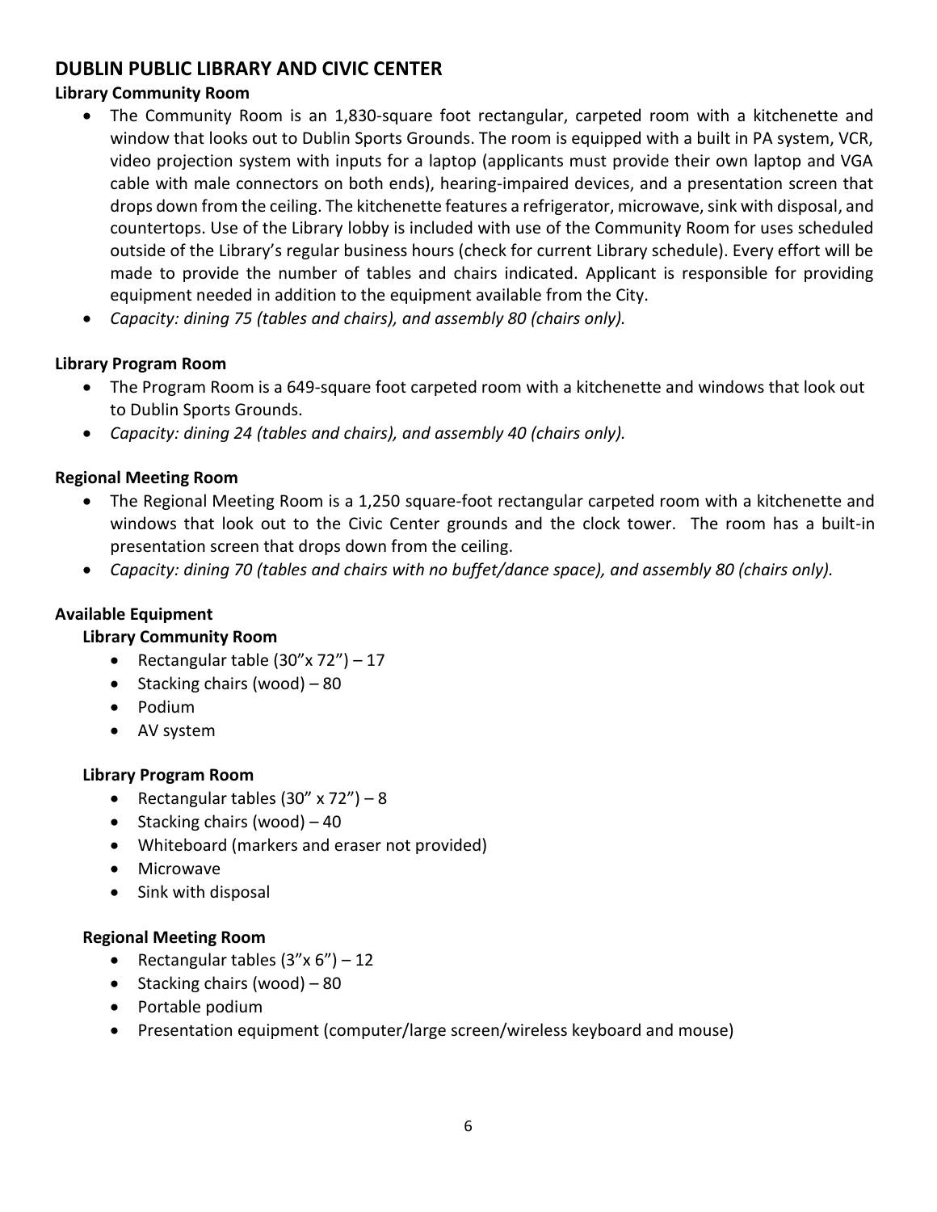## DUBLIN PUBLIC LIBRARY AND CIVIC CENTER

**Library Community Room**

- The Community Room is an 1,830-square foot rectangular, carpeted room with a kitchenette and window that looks out to Dublin Sports Grounds. The room is equipped with a built in PA system, VCR, video projection system with inputs for a laptop (applicants must provide their own laptop and VGA cable with male connectors on both ends), hearing-impaired devices, and a presentation screen that drops down from the ceiling. The kitchenette features a refrigerator, microwave, sink with disposal, and countertops. Use of the Library lobby is included with use of the Community Room for uses scheduled outside of the Library's regular business hours (check for current Library schedule). Every effort will be made to provide the number of tables and chairs indicated. Applicant is responsible for providing equipment needed in addition to the equipment available from the City.
- *Capacity: dining 75 (tables and chairs), and assembly 80 (chairs only).*

**Library Program Room**

- The Program Room is a 649-square foot carpeted room with a kitchenette and windows that look out to Dublin Sports Grounds.
- *Capacity: dining 24 (tables and chairs), and assembly 40 (chairs only).*

**Regional Meeting Room**

- The Regional Meeting Room is a 1,250 square-foot rectangular carpeted room with a kitchenette and windows that look out to the Civic Center grounds and the clock tower. The room has a built-in presentation screen that drops down from the ceiling.
- *Capacity: dining 70 (tables and chairs with no buffet/dance space), and assembly 80 (chairs only).*

**Available Equipment**

**Library Community Room**

- Rectangular table (30"x 72") – 17
- Stacking chairs (wood) – 80
- Podium
- AV system

**Library Program Room**

- Rectangular tables (30" x 72") – 8
- Stacking chairs (wood) – 40
- Whiteboard (markers and eraser not provided)
- Microwave
- Sink with disposal

**Regional Meeting Room**

- Rectangular tables (3"x 6") – 12
- Stacking chairs (wood) – 80
- Portable podium
- Presentation equipment (computer/large screen/wireless keyboard and mouse)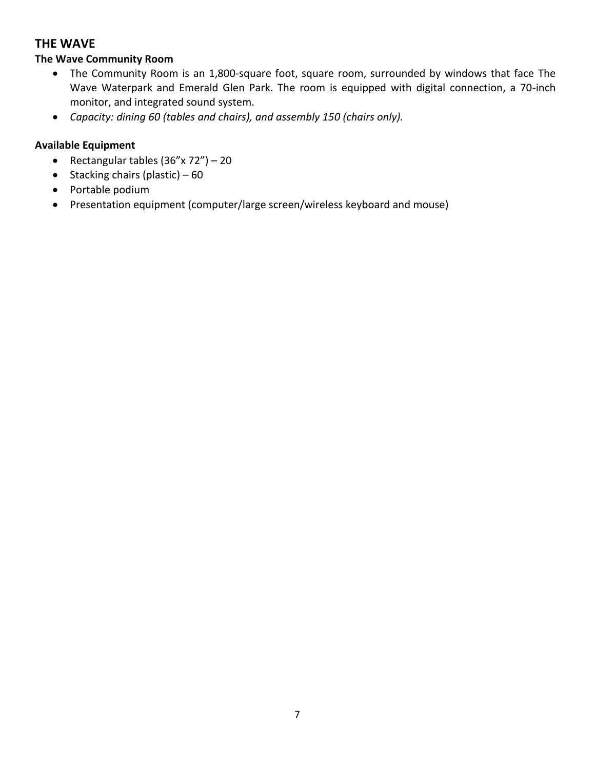## THE WAVE

### The Wave Community Room

- The Community Room is an 1,800-square foot, square room, surrounded by windows that face The Wave Waterpark and Emerald Glen Park. The room is equipped with digital connection, a 70-inch monitor, and integrated sound system.
- *Capacity: dining 60 (tables and chairs), and assembly 150 (chairs only).*

### Available Equipment

- Rectangular tables (36"x 72") – 20
- Stacking chairs (plastic) – 60
- Portable podium
- Presentation equipment (computer/large screen/wireless keyboard and mouse)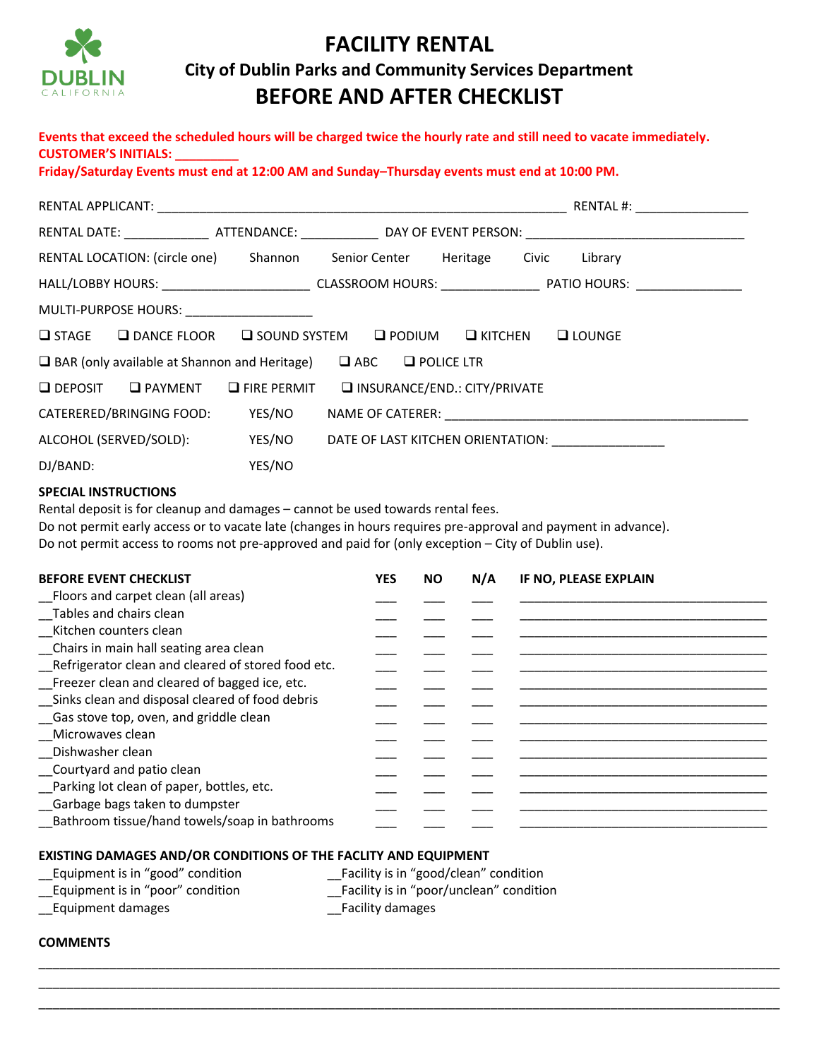DUBLIN
CALIFORNIA

# FACILITY RENTAL

## City of Dublin Parks and Community Services Department

# BEFORE AND AFTER CHECKLIST

**Events that exceed the scheduled hours will be charged twice the hourly rate and still need to vacate immediately.**
**CUSTOMER'S INITIALS: _________**
**Friday/Saturday Events must end at 12:00 AM and Sunday–Thursday events must end at 10:00 PM.**

RENTAL APPLICANT: ____________________________________________________________ RENTAL #: ________________

RENTAL DATE: ____________ ATTENDANCE: ___________ DAY OF EVENT PERSON: ________________________________

RENTAL LOCATION: (circle one) Shannon Senior Center Heritage Civic Library

HALL/LOBBY HOURS: _____________________ CLASSROOM HOURS: ______________ PATIO HOURS: _______________

MULTI-PURPOSE HOURS: __________________

❑ STAGE ❑ DANCE FLOOR ❑ SOUND SYSTEM ❑ PODIUM ❑ KITCHEN ❑ LOUNGE

❑ BAR (only available at Shannon and Heritage) ❑ ABC ❑ POLICE LTR

❑ DEPOSIT ❑ PAYMENT ❑ FIRE PERMIT ❑ INSURANCE/END.: CITY/PRIVATE

CATERERED/BRINGING FOOD: YES/NO NAME OF CATERER: ____________________________________________

ALCOHOL (SERVED/SOLD): YES/NO DATE OF LAST KITCHEN ORIENTATION: ________________

DJ/BAND: YES/NO

**SPECIAL INSTRUCTIONS**

Rental deposit is for cleanup and damages – cannot be used towards rental fees.
Do not permit early access or to vacate late (changes in hours requires pre-approval and payment in advance).
Do not permit access to rooms not pre-approved and paid for (only exception – City of Dublin use).

| BEFORE EVENT CHECKLIST | YES | NO | N/A | IF NO, PLEASE EXPLAIN |
|---|---|---|---|---|
| __Floors and carpet clean (all areas) | ___ | ___ | ___ | ____________________________________ |
| __Tables and chairs clean | ___ | ___ | ___ | ____________________________________ |
| __Kitchen counters clean | ___ | ___ | ___ | ____________________________________ |
| __Chairs in main hall seating area clean | ___ | ___ | ___ | ____________________________________ |
| __Refrigerator clean and cleared of stored food etc. | ___ | ___ | ___ | ____________________________________ |
| __Freezer clean and cleared of bagged ice, etc. | ___ | ___ | ___ | ____________________________________ |
| __Sinks clean and disposal cleared of food debris | ___ | ___ | ___ | ____________________________________ |
| __Gas stove top, oven, and griddle clean | ___ | ___ | ___ | ____________________________________ |
| __Microwaves clean | ___ | ___ | ___ | ____________________________________ |
| __Dishwasher clean | ___ | ___ | ___ | ____________________________________ |
| __Courtyard and patio clean | ___ | ___ | ___ | ____________________________________ |
| __Parking lot clean of paper, bottles, etc. | ___ | ___ | ___ | ____________________________________ |
| __Garbage bags taken to dumpster | ___ | ___ | ___ | ____________________________________ |
| __Bathroom tissue/hand towels/soap in bathrooms | ___ | ___ | ___ | ____________________________________ |

**EXISTING DAMAGES AND/OR CONDITIONS OF THE FACLITY AND EQUIPMENT**

__Equipment is in "good" condition
__Equipment is in "poor" condition
__Equipment damages
__Facility is in "good/clean" condition
__Facility is in "poor/unclean" condition
__Facility damages

**COMMENTS**

____________________________________________________________________________________________________
____________________________________________________________________________________________________
____________________________________________________________________________________________________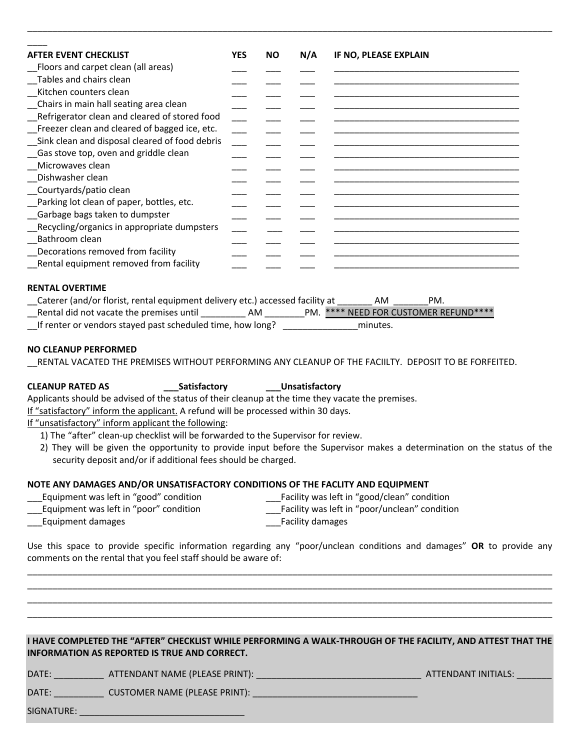| AFTER EVENT CHECKLIST | YES | NO | N/A | IF NO, PLEASE EXPLAIN |
|---|---|---|---|---|
| __Floors and carpet clean (all areas) | ___ | ___ | ___ | ________________________________________ |
| __Tables and chairs clean | ___ | ___ | ___ | ________________________________________ |
| __Kitchen counters clean | ___ | ___ | ___ | ________________________________________ |
| __Chairs in main hall seating area clean | ___ | ___ | ___ | ________________________________________ |
| __Refrigerator clean and cleared of stored food | ___ | ___ | ___ | ________________________________________ |
| __Freezer clean and cleared of bagged ice, etc. | ___ | ___ | ___ | ________________________________________ |
| __Sink clean and disposal cleared of food debris | ___ | ___ | ___ | ________________________________________ |
| __Gas stove top, oven and griddle clean | ___ | ___ | ___ | ________________________________________ |
| __Microwaves clean | ___ | ___ | ___ | ________________________________________ |
| __Dishwasher clean | ___ | ___ | ___ | ________________________________________ |
| __Courtyards/patio clean | ___ | ___ | ___ | ________________________________________ |
| __Parking lot clean of paper, bottles, etc. | ___ | ___ | ___ | ________________________________________ |
| __Garbage bags taken to dumpster | ___ | ___ | ___ | ________________________________________ |
| __Recycling/organics in appropriate dumpsters | ___ | ___ | ___ | ________________________________________ |
| __Bathroom clean | ___ | ___ | ___ | ________________________________________ |
| __Decorations removed from facility | ___ | ___ | ___ | ________________________________________ |
| __Rental equipment removed from facility | ___ | ___ | ___ | ________________________________________ |

**RENTAL OVERTIME**

__Caterer (and/or florist, rental equipment delivery etc.) accessed facility at _______ AM _______PM.

__Rental did not vacate the premises until _________ AM ________PM. **** NEED FOR CUSTOMER REFUND****

__If renter or vendors stayed past scheduled time, how long? _______________minutes.

**NO CLEANUP PERFORMED**

__RENTAL VACATED THE PREMISES WITHOUT PERFORMING ANY CLEANUP OF THE FACIILTY. DEPOSIT TO BE FORFEITED.

**CLEANUP RATED AS** **___Satisfactory** **___Unsatisfactory**

Applicants should be advised of the status of their cleanup at the time they vacate the premises.

If "satisfactory" inform the applicant. A refund will be processed within 30 days.

If "unsatisfactory" inform applicant the following:

1) The "after" clean-up checklist will be forwarded to the Supervisor for review.
2) They will be given the opportunity to provide input before the Supervisor makes a determination on the status of the security deposit and/or if additional fees should be charged.

**NOTE ANY DAMAGES AND/OR UNSATISFACTORY CONDITIONS OF THE FACLITY AND EQUIPMENT**

___Equipment was left in "good" condition
___Equipment was left in "poor" condition
___Equipment damages

___Facility was left in "good/clean" condition
___Facility was left in "poor/unclean" condition
___Facility damages

Use this space to provide specific information regarding any "poor/unclean conditions and damages" **OR** to provide any comments on the rental that you feel staff should be aware of:

______________________________________________________________________________________________
______________________________________________________________________________________________
______________________________________________________________________________________________
______________________________________________________________________________________________

**I HAVE COMPLETED THE "AFTER" CHECKLIST WHILE PERFORMING A WALK-THROUGH OF THE FACILITY, AND ATTEST THAT THE INFORMATION AS REPORTED IS TRUE AND CORRECT.**

DATE: __________ ATTENDANT NAME (PLEASE PRINT): _________________________________ ATTENDANT INITIALS: _______

DATE: __________ CUSTOMER NAME (PLEASE PRINT): _________________________________

SIGNATURE: _________________________________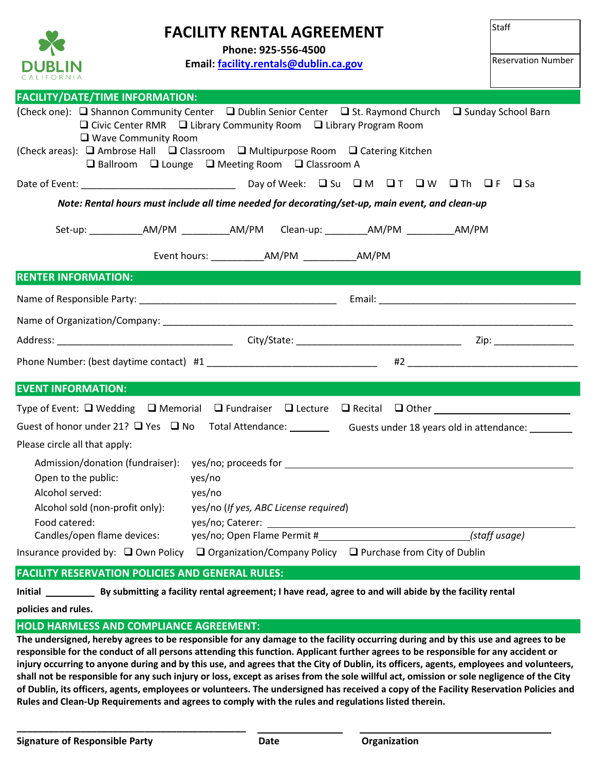# FACILITY RENTAL AGREEMENT

**Phone: 925-556-4500**

**Email: facility.rentals@dublin.ca.gov**

| Staff |
|---|
| Reservation Number |

## FACILITY/DATE/TIME INFORMATION:

(Check one): ❑ Shannon Community Center ❑ Dublin Senior Center ❑ St. Raymond Church ❑ Sunday School Barn ❑ Civic Center RMR ❑ Library Community Room ❑ Library Program Room ❑ Wave Community Room

(Check areas): ❑ Ambrose Hall ❑ Classroom ❑ Multipurpose Room ❑ Catering Kitchen ❑ Ballroom ❑ Lounge ❑ Meeting Room ❑ Classroom A

Date of Event: ____________________________ Day of Week: ❑ Su ❑ M ❑ T ❑ W ❑ Th ❑ F ❑ Sa

***Note: Rental hours must include all time needed for decorating/set-up, main event, and clean-up***

Set-up: __________AM/PM _________AM/PM Clean-up: ________AM/PM _________AM/PM

Event hours: __________AM/PM __________AM/PM

## RENTER INFORMATION:

Name of Responsible Party: ____________________________________ Email: ____________________________________

Name of Organization/Company: ____________________________________________________________________________

Address: ________________________________ City/State: ______________________________ Zip: ______________

Phone Number: (best daytime contact) #1 ______________________________ #2 ______________________________

## EVENT INFORMATION:

Type of Event: ❑ Wedding ❑ Memorial ❑ Fundraiser ❑ Lecture ❑ Recital ❑ Other ________________________

Guest of honor under 21? ❑ Yes ❑ No Total Attendance: _______ Guests under 18 years old in attendance: ________

Please circle all that apply:

Admission/donation (fundraiser): yes/no; proceeds for ____________________________________________

Open to the public: yes/no

Alcohol served: yes/no

Alcohol sold (non-profit only): yes/no (*If yes, ABC License required*)

Food catered: yes/no; Caterer: ____________________________________________

Candles/open flame devices: yes/no; Open Flame Permit #______________________________*(staff usage)*

Insurance provided by: ❑ Own Policy ❑ Organization/Company Policy ❑ Purchase from City of Dublin

## FACILITY RESERVATION POLICIES AND GENERAL RULES:

**Initial __________ By submitting a facility rental agreement; I have read, agree to and will abide by the facility rental policies and rules.**

## HOLD HARMLESS AND COMPLIANCE AGREEMENT:

**The undersigned, hereby agrees to be responsible for any damage to the facility occurring during and by this use and agrees to be responsible for the conduct of all persons attending this function. Applicant further agrees to be responsible for any accident or injury occurring to anyone during and by this use, and agrees that the City of Dublin, its officers, agents, employees and volunteers, shall not be responsible for any such injury or loss, except as arises from the sole willful act, omission or sole negligence of the City of Dublin, its officers, agents, employees or volunteers. The undersigned has received a copy of the Facility Reservation Policies and Rules and Clean-Up Requirements and agrees to comply with the rules and regulations listed therein.**

_____________________________________________ _______________ ______________________________

**Signature of Responsible Party** **Date** **Organization**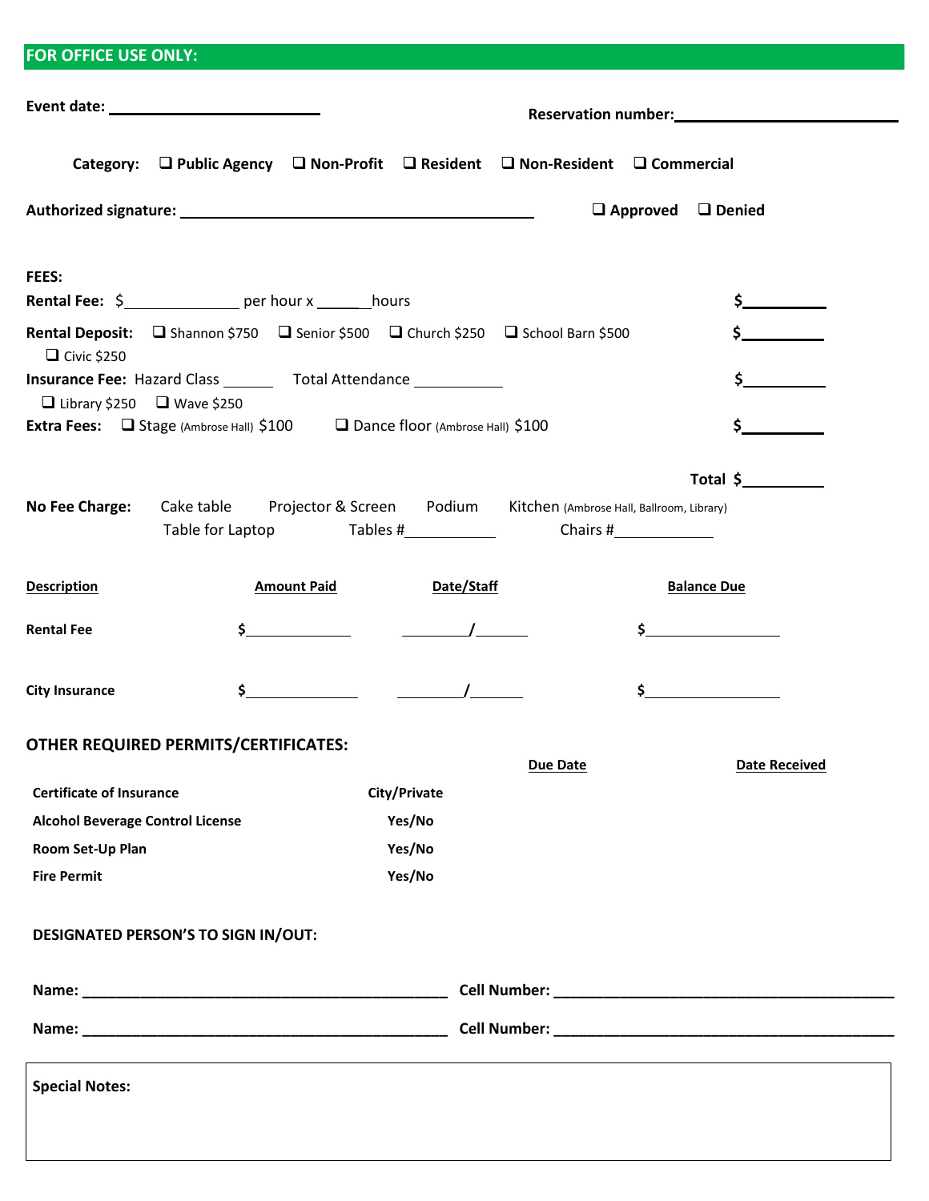## FOR OFFICE USE ONLY:

**Event date:** ____________________________ **Reservation number:** ______________________________

**Category:** ❑ **Public Agency** ❑ **Non-Profit** ❑ **Resident** ❑ **Non-Resident** ❑ **Commercial**

**Authorized signature:** _______________________________________________ ❑ **Approved** ❑ **Denied**

**FEES:**

**Rental Fee:** $_______________ per hour x ______hours $__________

**Rental Deposit:** ❑ Shannon $750 ❑ Senior $500 ❑ Church $250 ❑ School Barn $500 $__________
❑ Civic $250

**Insurance Fee:** Hazard Class ______ Total Attendance ___________ $__________
❑ Library $250 ❑ Wave $250

**Extra Fees:** ❑ Stage (Ambrose Hall) $100 ❑ Dance floor (Ambrose Hall) $100 $__________

**Total** $__________

**No Fee Charge:** Cake table Projector & Screen Podium Kitchen (Ambrose Hall, Ballroom, Library)
Table for Laptop Tables #___________ Chairs #___________

| **Description** | **Amount Paid** | **Date/Staff** | **Balance Due** |
|---|---|---|---|
| **Rental Fee** | $____________ | ________/______ | $________________ |
| **City Insurance** | $____________ | ________/______ | $________________ |

### OTHER REQUIRED PERMITS/CERTIFICATES:

| | | **Due Date** | **Date Received** |
|---|---|---|---|
| **Certificate of Insurance** | **City/Private** | | |
| **Alcohol Beverage Control License** | **Yes/No** | | |
| **Room Set-Up Plan** | **Yes/No** | | |
| **Fire Permit** | **Yes/No** | | |

### DESIGNATED PERSON'S TO SIGN IN/OUT:

**Name:** _____________________________________________ **Cell Number:** _________________________________________

**Name:** _____________________________________________ **Cell Number:** _________________________________________

**Special Notes:**